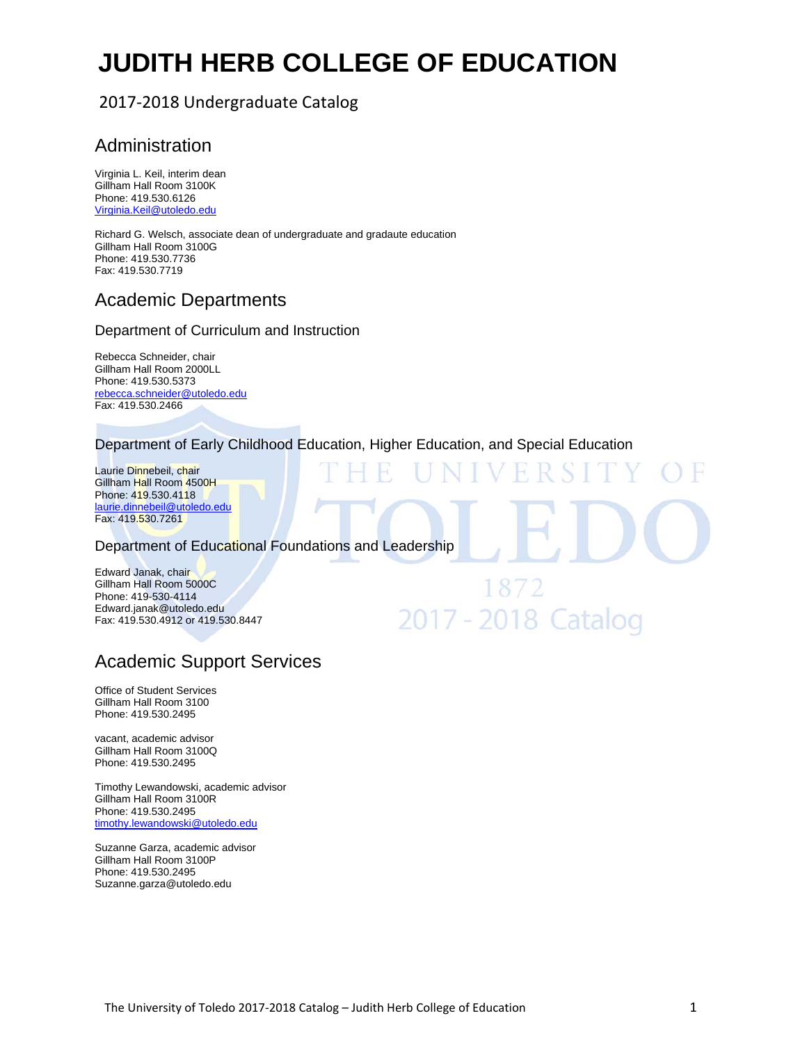# JUDITH HERB COLLEGE OF EDUCATION

2017-2018 Undergraduate Catalog

## Administration

Virginia L. Keil, interim dean
Gillham Hall Room 3100K
Phone: 419.530.6126
Virginia.Keil@utoledo.edu

Richard G. Welsch, associate dean of undergraduate and gradaute education
Gillham Hall Room 3100G
Phone: 419.530.7736
Fax: 419.530.7719

## Academic Departments

### Department of Curriculum and Instruction

Rebecca Schneider, chair
Gillham Hall Room 2000LL
Phone: 419.530.5373
rebecca.schneider@utoledo.edu
Fax: 419.530.2466

### Department of Early Childhood Education, Higher Education, and Special Education

Laurie Dinnebeil, chair
Gillham Hall Room 4500H
Phone: 419.530.4118
laurie.dinnebeil@utoledo.edu
Fax: 419.530.7261

### Department of Educational Foundations and Leadership

Edward Janak, chair
Gillham Hall Room 5000C
Phone: 419-530-4114
Edward.janak@utoledo.edu
Fax: 419.530.4912 or 419.530.8447

## Academic Support Services

Office of Student Services
Gillham Hall Room 3100
Phone: 419.530.2495

vacant, academic advisor
Gillham Hall Room 3100Q
Phone: 419.530.2495

Timothy Lewandowski, academic advisor
Gillham Hall Room 3100R
Phone: 419.530.2495
timothy.lewandowski@utoledo.edu

Suzanne Garza, academic advisor
Gillham Hall Room 3100P
Phone: 419.530.2495
Suzanne.garza@utoledo.edu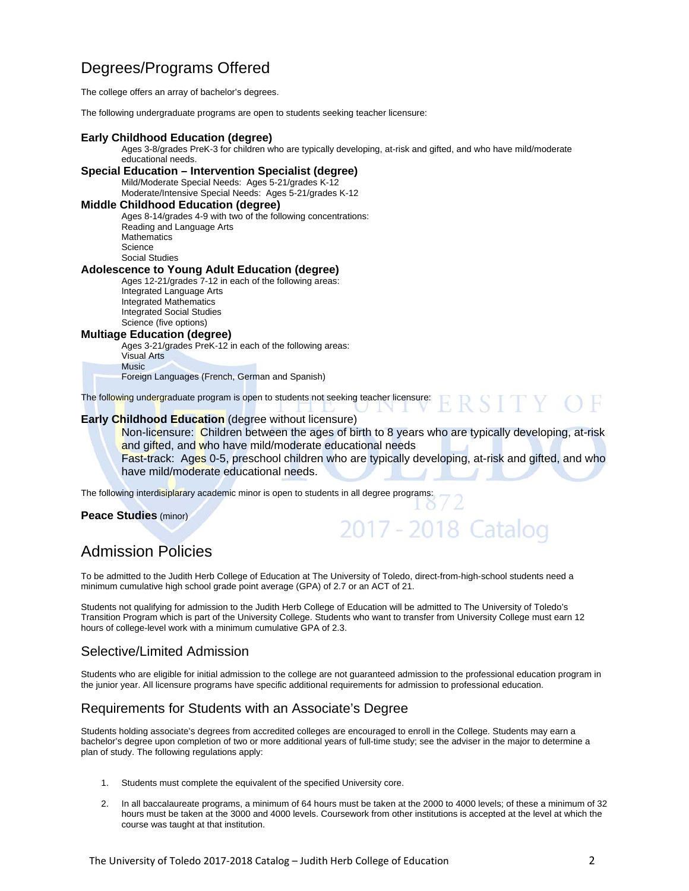# Degrees/Programs Offered

The college offers an array of bachelor's degrees.

The following undergraduate programs are open to students seeking teacher licensure:

**Early Childhood Education (degree)**

Ages 3-8/grades PreK-3 for children who are typically developing, at-risk and gifted, and who have mild/moderate educational needs.

**Special Education – Intervention Specialist (degree)**

Mild/Moderate Special Needs: Ages 5-21/grades K-12
Moderate/Intensive Special Needs: Ages 5-21/grades K-12

**Middle Childhood Education (degree)**

Ages 8-14/grades 4-9 with two of the following concentrations:
Reading and Language Arts
Mathematics
Science
Social Studies

**Adolescence to Young Adult Education (degree)**

Ages 12-21/grades 7-12 in each of the following areas:
Integrated Language Arts
Integrated Mathematics
Integrated Social Studies
Science (five options)

**Multiage Education (degree)**

Ages 3-21/grades PreK-12 in each of the following areas:
Visual Arts
Music
Foreign Languages (French, German and Spanish)

The following undergraduate program is open to students not seeking teacher licensure:

**Early Childhood Education** (degree without licensure)

Non-licensure: Children between the ages of birth to 8 years who are typically developing, at-risk and gifted, and who have mild/moderate educational needs
Fast-track: Ages 0-5, preschool children who are typically developing, at-risk and gifted, and who have mild/moderate educational needs.

The following interdisiplarary academic minor is open to students in all degree programs:

**Peace Studies** (minor)

# Admission Policies

To be admitted to the Judith Herb College of Education at The University of Toledo, direct-from-high-school students need a minimum cumulative high school grade point average (GPA) of 2.7 or an ACT of 21.

Students not qualifying for admission to the Judith Herb College of Education will be admitted to The University of Toledo's Transition Program which is part of the University College. Students who want to transfer from University College must earn 12 hours of college-level work with a minimum cumulative GPA of 2.3.

## Selective/Limited Admission

Students who are eligible for initial admission to the college are not guaranteed admission to the professional education program in the junior year. All licensure programs have specific additional requirements for admission to professional education.

## Requirements for Students with an Associate's Degree

Students holding associate's degrees from accredited colleges are encouraged to enroll in the College. Students may earn a bachelor's degree upon completion of two or more additional years of full-time study; see the adviser in the major to determine a plan of study. The following regulations apply:

1. Students must complete the equivalent of the specified University core.
2. In all baccalaureate programs, a minimum of 64 hours must be taken at the 2000 to 4000 levels; of these a minimum of 32 hours must be taken at the 3000 and 4000 levels. Coursework from other institutions is accepted at the level at which the course was taught at that institution.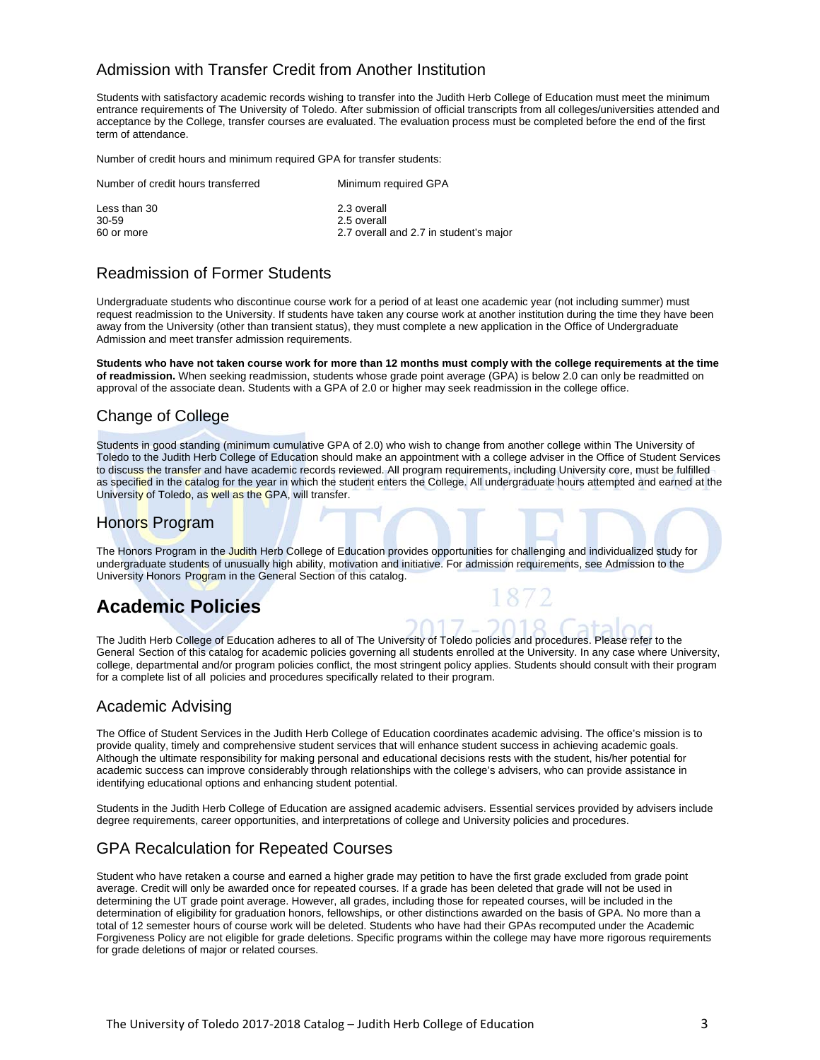## Admission with Transfer Credit from Another Institution

Students with satisfactory academic records wishing to transfer into the Judith Herb College of Education must meet the minimum entrance requirements of The University of Toledo. After submission of official transcripts from all colleges/universities attended and acceptance by the College, transfer courses are evaluated. The evaluation process must be completed before the end of the first term of attendance.

Number of credit hours and minimum required GPA for transfer students:

| Number of credit hours transferred | Minimum required GPA |
|---|---|
| Less than 30 | 2.3 overall |
| 30-59 | 2.5 overall |
| 60 or more | 2.7 overall and 2.7 in student's major |

## Readmission of Former Students

Undergraduate students who discontinue course work for a period of at least one academic year (not including summer) must request readmission to the University. If students have taken any course work at another institution during the time they have been away from the University (other than transient status), they must complete a new application in the Office of Undergraduate Admission and meet transfer admission requirements.

**Students who have not taken course work for more than 12 months must comply with the college requirements at the time of readmission.** When seeking readmission, students whose grade point average (GPA) is below 2.0 can only be readmitted on approval of the associate dean. Students with a GPA of 2.0 or higher may seek readmission in the college office.

## Change of College

Students in good standing (minimum cumulative GPA of 2.0) who wish to change from another college within The University of Toledo to the Judith Herb College of Education should make an appointment with a college adviser in the Office of Student Services to discuss the transfer and have academic records reviewed. All program requirements, including University core, must be fulfilled as specified in the catalog for the year in which the student enters the College. All undergraduate hours attempted and earned at the University of Toledo, as well as the GPA, will transfer.

## Honors Program

The Honors Program in the Judith Herb College of Education provides opportunities for challenging and individualized study for undergraduate students of unusually high ability, motivation and initiative. For admission requirements, see Admission to the University Honors Program in the General Section of this catalog.

# Academic Policies

The Judith Herb College of Education adheres to all of The University of Toledo policies and procedures. Please refer to the General Section of this catalog for academic policies governing all students enrolled at the University. In any case where University, college, departmental and/or program policies conflict, the most stringent policy applies. Students should consult with their program for a complete list of all policies and procedures specifically related to their program.

## Academic Advising

The Office of Student Services in the Judith Herb College of Education coordinates academic advising. The office's mission is to provide quality, timely and comprehensive student services that will enhance student success in achieving academic goals. Although the ultimate responsibility for making personal and educational decisions rests with the student, his/her potential for academic success can improve considerably through relationships with the college's advisers, who can provide assistance in identifying educational options and enhancing student potential.

Students in the Judith Herb College of Education are assigned academic advisers. Essential services provided by advisers include degree requirements, career opportunities, and interpretations of college and University policies and procedures.

## GPA Recalculation for Repeated Courses

Student who have retaken a course and earned a higher grade may petition to have the first grade excluded from grade point average. Credit will only be awarded once for repeated courses. If a grade has been deleted that grade will not be used in determining the UT grade point average. However, all grades, including those for repeated courses, will be included in the determination of eligibility for graduation honors, fellowships, or other distinctions awarded on the basis of GPA. No more than a total of 12 semester hours of course work will be deleted. Students who have had their GPAs recomputed under the Academic Forgiveness Policy are not eligible for grade deletions. Specific programs within the college may have more rigorous requirements for grade deletions of major or related courses.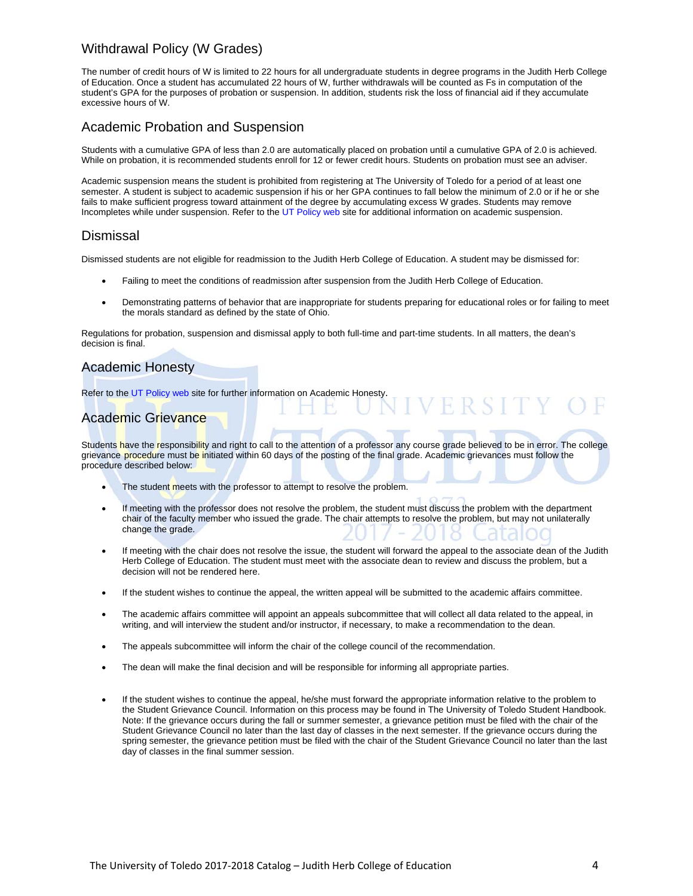## Withdrawal Policy (W Grades)

The number of credit hours of W is limited to 22 hours for all undergraduate students in degree programs in the Judith Herb College of Education. Once a student has accumulated 22 hours of W, further withdrawals will be counted as Fs in computation of the student's GPA for the purposes of probation or suspension. In addition, students risk the loss of financial aid if they accumulate excessive hours of W.

## Academic Probation and Suspension

Students with a cumulative GPA of less than 2.0 are automatically placed on probation until a cumulative GPA of 2.0 is achieved. While on probation, it is recommended students enroll for 12 or fewer credit hours. Students on probation must see an adviser.

Academic suspension means the student is prohibited from registering at The University of Toledo for a period of at least one semester. A student is subject to academic suspension if his or her GPA continues to fall below the minimum of 2.0 or if he or she fails to make sufficient progress toward attainment of the degree by accumulating excess W grades. Students may remove Incompletes while under suspension. Refer to the UT Policy web site for additional information on academic suspension.

## Dismissal

Dismissed students are not eligible for readmission to the Judith Herb College of Education. A student may be dismissed for:

- Failing to meet the conditions of readmission after suspension from the Judith Herb College of Education.
- Demonstrating patterns of behavior that are inappropriate for students preparing for educational roles or for failing to meet the morals standard as defined by the state of Ohio.

Regulations for probation, suspension and dismissal apply to both full-time and part-time students. In all matters, the dean's decision is final.

## Academic Honesty

Refer to the UT Policy web site for further information on Academic Honesty.

## Academic Grievance

Students have the responsibility and right to call to the attention of a professor any course grade believed to be in error. The college grievance procedure must be initiated within 60 days of the posting of the final grade. Academic grievances must follow the procedure described below:

- The student meets with the professor to attempt to resolve the problem.
- If meeting with the professor does not resolve the problem, the student must discuss the problem with the department chair of the faculty member who issued the grade. The chair attempts to resolve the problem, but may not unilaterally change the grade.
- If meeting with the chair does not resolve the issue, the student will forward the appeal to the associate dean of the Judith Herb College of Education. The student must meet with the associate dean to review and discuss the problem, but a decision will not be rendered here.
- If the student wishes to continue the appeal, the written appeal will be submitted to the academic affairs committee.
- The academic affairs committee will appoint an appeals subcommittee that will collect all data related to the appeal, in writing, and will interview the student and/or instructor, if necessary, to make a recommendation to the dean.
- The appeals subcommittee will inform the chair of the college council of the recommendation.
- The dean will make the final decision and will be responsible for informing all appropriate parties.
- If the student wishes to continue the appeal, he/she must forward the appropriate information relative to the problem to the Student Grievance Council. Information on this process may be found in The University of Toledo Student Handbook. Note: If the grievance occurs during the fall or summer semester, a grievance petition must be filed with the chair of the Student Grievance Council no later than the last day of classes in the next semester. If the grievance occurs during the spring semester, the grievance petition must be filed with the chair of the Student Grievance Council no later than the last day of classes in the final summer session.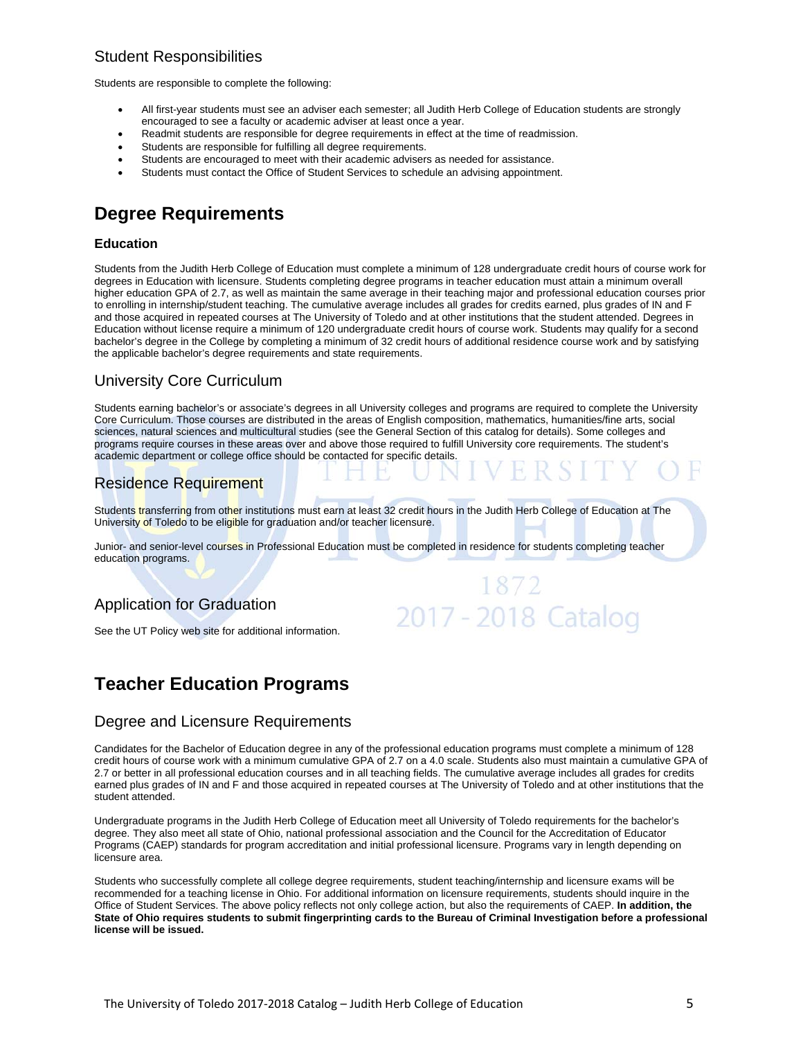## Student Responsibilities

Students are responsible to complete the following:

- All first-year students must see an adviser each semester; all Judith Herb College of Education students are strongly encouraged to see a faculty or academic adviser at least once a year.
- Readmit students are responsible for degree requirements in effect at the time of readmission.
- Students are responsible for fulfilling all degree requirements.
- Students are encouraged to meet with their academic advisers as needed for assistance.
- Students must contact the Office of Student Services to schedule an advising appointment.

# Degree Requirements

### Education

Students from the Judith Herb College of Education must complete a minimum of 128 undergraduate credit hours of course work for degrees in Education with licensure. Students completing degree programs in teacher education must attain a minimum overall higher education GPA of 2.7, as well as maintain the same average in their teaching major and professional education courses prior to enrolling in internship/student teaching. The cumulative average includes all grades for credits earned, plus grades of IN and F and those acquired in repeated courses at The University of Toledo and at other institutions that the student attended. Degrees in Education without license require a minimum of 120 undergraduate credit hours of course work. Students may qualify for a second bachelor's degree in the College by completing a minimum of 32 credit hours of additional residence course work and by satisfying the applicable bachelor's degree requirements and state requirements.

## University Core Curriculum

Students earning bachelor's or associate's degrees in all University colleges and programs are required to complete the University Core Curriculum. Those courses are distributed in the areas of English composition, mathematics, humanities/fine arts, social sciences, natural sciences and multicultural studies (see the General Section of this catalog for details). Some colleges and programs require courses in these areas over and above those required to fulfill University core requirements. The student's academic department or college office should be contacted for specific details.

## Residence Requirement

Students transferring from other institutions must earn at least 32 credit hours in the Judith Herb College of Education at The University of Toledo to be eligible for graduation and/or teacher licensure.

Junior- and senior-level courses in Professional Education must be completed in residence for students completing teacher education programs.

## Application for Graduation

See the UT Policy web site for additional information.

# Teacher Education Programs

## Degree and Licensure Requirements

Candidates for the Bachelor of Education degree in any of the professional education programs must complete a minimum of 128 credit hours of course work with a minimum cumulative GPA of 2.7 on a 4.0 scale. Students also must maintain a cumulative GPA of 2.7 or better in all professional education courses and in all teaching fields. The cumulative average includes all grades for credits earned plus grades of IN and F and those acquired in repeated courses at The University of Toledo and at other institutions that the student attended.

Undergraduate programs in the Judith Herb College of Education meet all University of Toledo requirements for the bachelor's degree. They also meet all state of Ohio, national professional association and the Council for the Accreditation of Educator Programs (CAEP) standards for program accreditation and initial professional licensure. Programs vary in length depending on licensure area.

Students who successfully complete all college degree requirements, student teaching/internship and licensure exams will be recommended for a teaching license in Ohio. For additional information on licensure requirements, students should inquire in the Office of Student Services. The above policy reflects not only college action, but also the requirements of CAEP. **In addition, the State of Ohio requires students to submit fingerprinting cards to the Bureau of Criminal Investigation before a professional license will be issued.**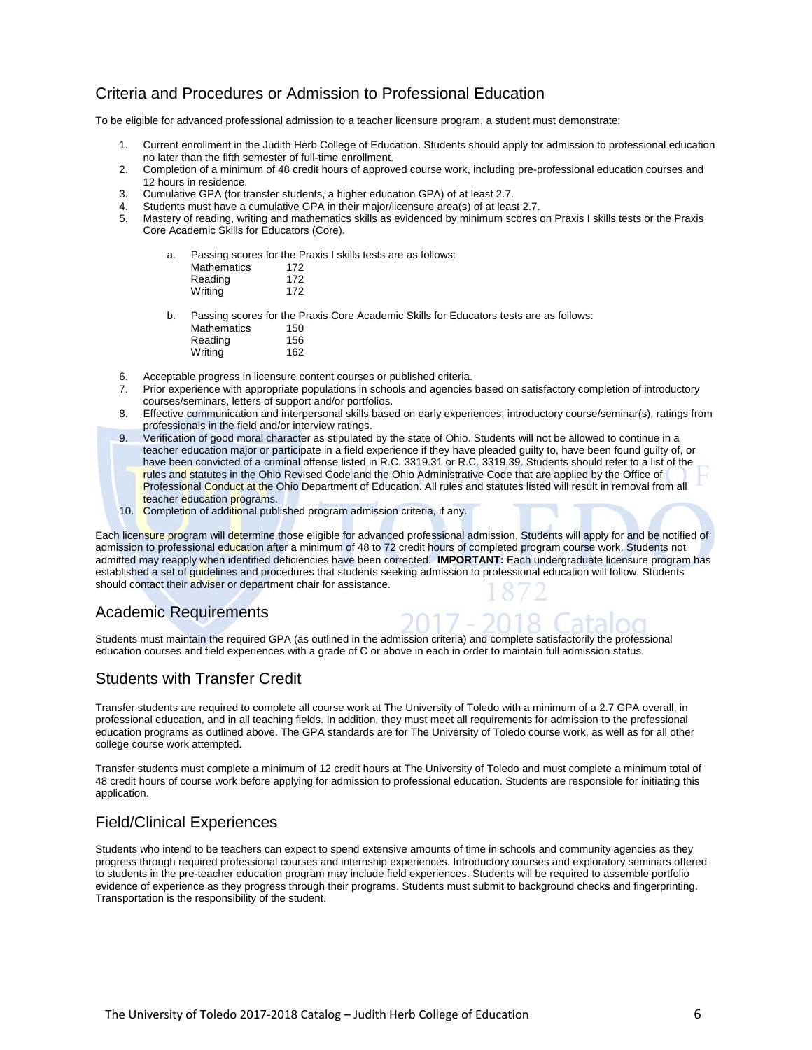## Criteria and Procedures or Admission to Professional Education

To be eligible for advanced professional admission to a teacher licensure program, a student must demonstrate:

1. Current enrollment in the Judith Herb College of Education. Students should apply for admission to professional education no later than the fifth semester of full-time enrollment.
2. Completion of a minimum of 48 credit hours of approved course work, including pre-professional education courses and 12 hours in residence.
3. Cumulative GPA (for transfer students, a higher education GPA) of at least 2.7.
4. Students must have a cumulative GPA in their major/licensure area(s) of at least 2.7.
5. Mastery of reading, writing and mathematics skills as evidenced by minimum scores on Praxis I skills tests or the Praxis Core Academic Skills for Educators (Core).

   a. Passing scores for the Praxis I skills tests are as follows:

   | | |
   |---|---|
   | Mathematics | 172 |
   | Reading | 172 |
   | Writing | 172 |

   b. Passing scores for the Praxis Core Academic Skills for Educators tests are as follows:

   | | |
   |---|---|
   | Mathematics | 150 |
   | Reading | 156 |
   | Writing | 162 |

6. Acceptable progress in licensure content courses or published criteria.
7. Prior experience with appropriate populations in schools and agencies based on satisfactory completion of introductory courses/seminars, letters of support and/or portfolios.
8. Effective communication and interpersonal skills based on early experiences, introductory course/seminar(s), ratings from professionals in the field and/or interview ratings.
9. Verification of good moral character as stipulated by the state of Ohio. Students will not be allowed to continue in a teacher education major or participate in a field experience if they have pleaded guilty to, have been found guilty of, or have been convicted of a criminal offense listed in R.C. 3319.31 or R.C. 3319.39. Students should refer to a list of the rules and statutes in the Ohio Revised Code and the Ohio Administrative Code that are applied by the Office of Professional Conduct at the Ohio Department of Education. All rules and statutes listed will result in removal from all teacher education programs.
10. Completion of additional published program admission criteria, if any.

Each licensure program will determine those eligible for advanced professional admission. Students will apply for and be notified of admission to professional education after a minimum of 48 to 72 credit hours of completed program course work. Students not admitted may reapply when identified deficiencies have been corrected. **IMPORTANT:** Each undergraduate licensure program has established a set of guidelines and procedures that students seeking admission to professional education will follow. Students should contact their adviser or department chair for assistance.

## Academic Requirements

Students must maintain the required GPA (as outlined in the admission criteria) and complete satisfactorily the professional education courses and field experiences with a grade of C or above in each in order to maintain full admission status.

## Students with Transfer Credit

Transfer students are required to complete all course work at The University of Toledo with a minimum of a 2.7 GPA overall, in professional education, and in all teaching fields. In addition, they must meet all requirements for admission to the professional education programs as outlined above. The GPA standards are for The University of Toledo course work, as well as for all other college course work attempted.

Transfer students must complete a minimum of 12 credit hours at The University of Toledo and must complete a minimum total of 48 credit hours of course work before applying for admission to professional education. Students are responsible for initiating this application.

## Field/Clinical Experiences

Students who intend to be teachers can expect to spend extensive amounts of time in schools and community agencies as they progress through required professional courses and internship experiences. Introductory courses and exploratory seminars offered to students in the pre-teacher education program may include field experiences. Students will be required to assemble portfolio evidence of experience as they progress through their programs. Students must submit to background checks and fingerprinting. Transportation is the responsibility of the student.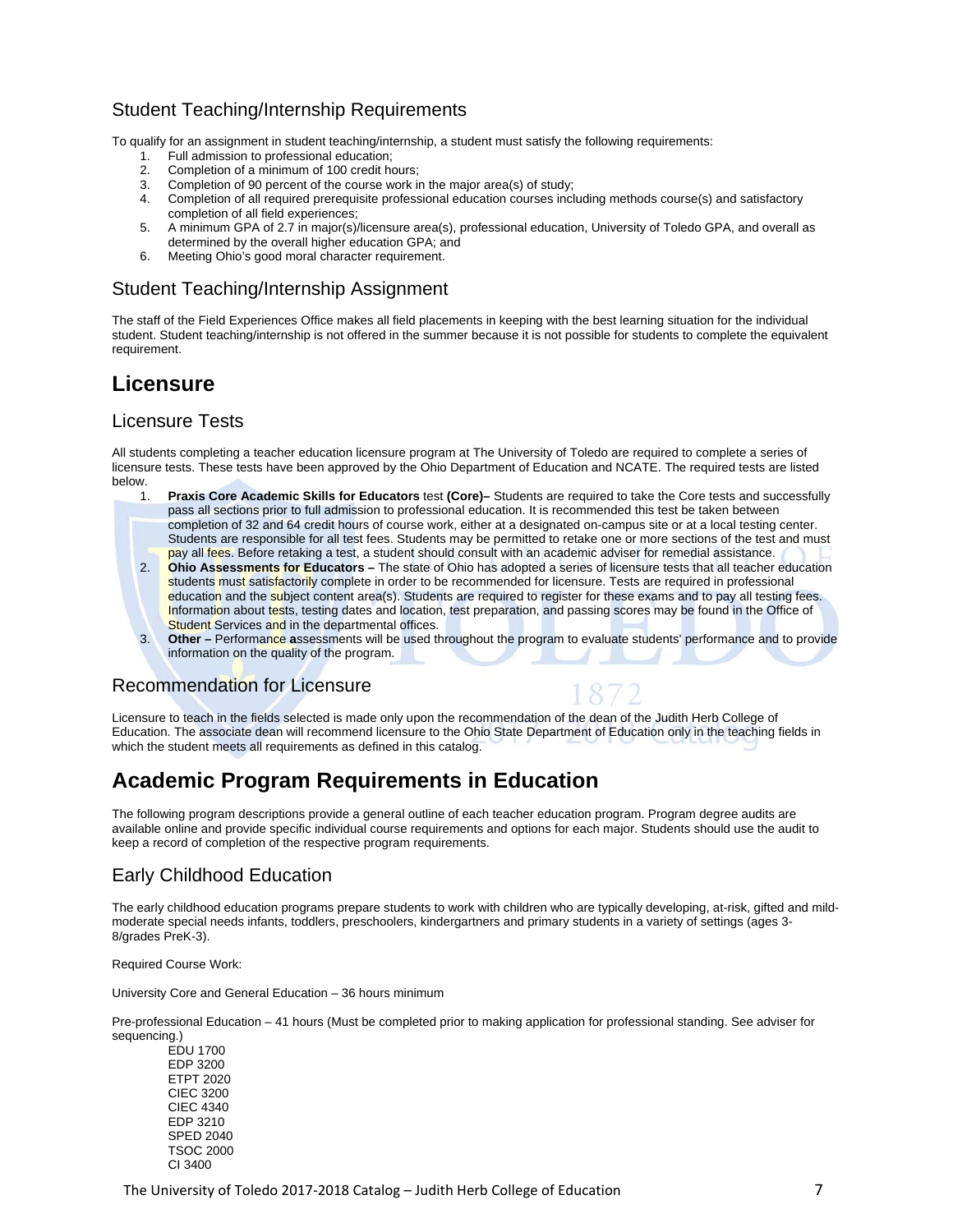## Student Teaching/Internship Requirements

To qualify for an assignment in student teaching/internship, a student must satisfy the following requirements:

1. Full admission to professional education;
2. Completion of a minimum of 100 credit hours;
3. Completion of 90 percent of the course work in the major area(s) of study;
4. Completion of all required prerequisite professional education courses including methods course(s) and satisfactory completion of all field experiences;
5. A minimum GPA of 2.7 in major(s)/licensure area(s), professional education, University of Toledo GPA, and overall as determined by the overall higher education GPA; and
6. Meeting Ohio's good moral character requirement.

## Student Teaching/Internship Assignment

The staff of the Field Experiences Office makes all field placements in keeping with the best learning situation for the individual student. Student teaching/internship is not offered in the summer because it is not possible for students to complete the equivalent requirement.

# Licensure

## Licensure Tests

All students completing a teacher education licensure program at The University of Toledo are required to complete a series of licensure tests. These tests have been approved by the Ohio Department of Education and NCATE. The required tests are listed below.

1. **Praxis Core Academic Skills for Educators** test **(Core)–** Students are required to take the Core tests and successfully pass all sections prior to full admission to professional education. It is recommended this test be taken between completion of 32 and 64 credit hours of course work, either at a designated on-campus site or at a local testing center. Students are responsible for all test fees. Students may be permitted to retake one or more sections of the test and must pay all fees. Before retaking a test, a student should consult with an academic adviser for remedial assistance.
2. **Ohio Assessments for Educators –** The state of Ohio has adopted a series of licensure tests that all teacher education students must satisfactorily complete in order to be recommended for licensure. Tests are required in professional education and the subject content area(s). Students are required to register for these exams and to pay all testing fees. Information about tests, testing dates and location, test preparation, and passing scores may be found in the Office of Student Services and in the departmental offices.
3. **Other –** Performance **a**ssessments will be used throughout the program to evaluate students' performance and to provide information on the quality of the program.

## Recommendation for Licensure

Licensure to teach in the fields selected is made only upon the recommendation of the dean of the Judith Herb College of Education. The associate dean will recommend licensure to the Ohio State Department of Education only in the teaching fields in which the student meets all requirements as defined in this catalog.

# Academic Program Requirements in Education

The following program descriptions provide a general outline of each teacher education program. Program degree audits are available online and provide specific individual course requirements and options for each major. Students should use the audit to keep a record of completion of the respective program requirements.

## Early Childhood Education

The early childhood education programs prepare students to work with children who are typically developing, at-risk, gifted and mild-moderate special needs infants, toddlers, preschoolers, kindergartners and primary students in a variety of settings (ages 3-8/grades PreK-3).

Required Course Work:

University Core and General Education – 36 hours minimum

Pre-professional Education – 41 hours (Must be completed prior to making application for professional standing. See adviser for sequencing.)

EDU 1700  
EDP 3200  
ETPT 2020  
CIEC 3200  
CIEC 4340  
EDP 3210  
SPED 2040  
TSOC 2000  
CI 3400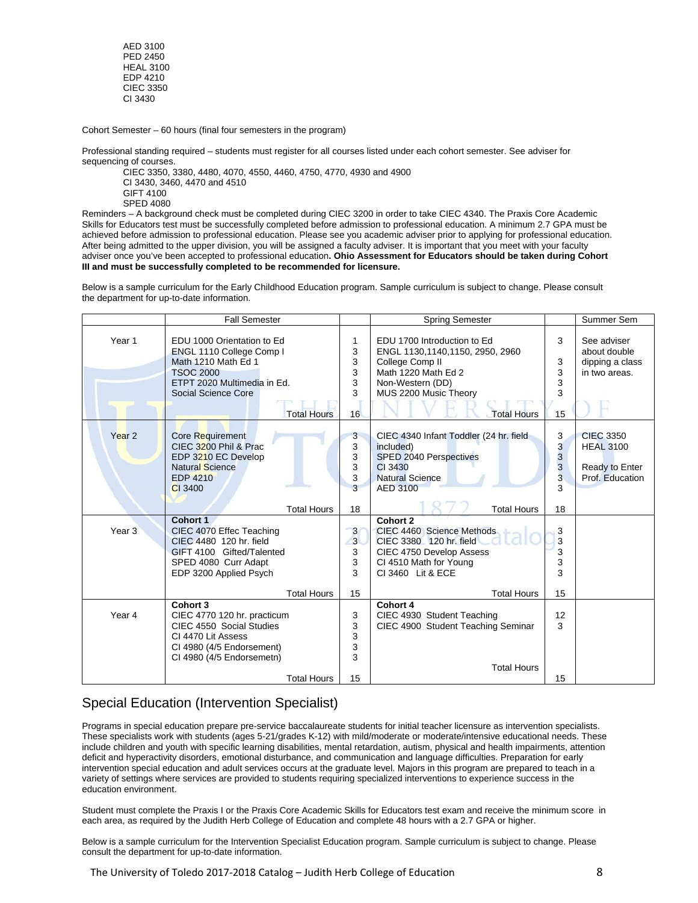AED 3100
PED 2450
HEAL 3100
EDP 4210
CIEC 3350
CI 3430

Cohort Semester – 60 hours (final four semesters in the program)

Professional standing required – students must register for all courses listed under each cohort semester. See adviser for sequencing of courses.

CIEC 3350, 3380, 4480, 4070, 4550, 4460, 4750, 4770, 4930 and 4900
CI 3430, 3460, 4470 and 4510
GIFT 4100
SPED 4080

Reminders – A background check must be completed during CIEC 3200 in order to take CIEC 4340. The Praxis Core Academic Skills for Educators test must be successfully completed before admission to professional education. A minimum 2.7 GPA must be achieved before admission to professional education. Please see you academic adviser prior to applying for professional education. After being admitted to the upper division, you will be assigned a faculty adviser. It is important that you meet with your faculty adviser once you've been accepted to professional education**. Ohio Assessment for Educators should be taken during Cohort III and must be successfully completed to be recommended for licensure.**

Below is a sample curriculum for the Early Childhood Education program. Sample curriculum is subject to change. Please consult the department for up-to-date information.

| | Fall Semester | | Spring Semester | | Summer Sem |
|---|---|---|---|---|---|
| Year 1 | EDU 1000 Orientation to Ed<br>ENGL 1110 College Comp I<br>Math 1210 Math Ed 1<br>TSOC 2000<br>ETPT 2020 Multimedia in Ed.<br>Social Science Core | 1<br>3<br>3<br>3<br>3<br>3 | EDU 1700 Introduction to Ed<br>ENGL 1130,1140,1150, 2950, 2960 College Comp II<br>Math 1220 Math Ed 2<br>Non-Western (DD)<br>MUS 2200 Music Theory | 3<br><br>3<br>3<br>3<br>3 | See adviser about double dipping a class in two areas. |
| | Total Hours | 16 | Total Hours | 15 | |
| Year 2 | Core Requirement<br>CIEC 3200 Phil & Prac<br>EDP 3210 EC Develop<br>Natural Science<br>EDP 4210<br>CI 3400 | 3<br>3<br>3<br>3<br>3<br>3 | CIEC 4340 Infant Toddler (24 hr. field included)<br>SPED 2040 Perspectives<br>CI 3430<br>Natural Science<br>AED 3100 | 3<br><br>3<br>3<br>3<br>3 | CIEC 3350<br>HEAL 3100<br><br>Ready to Enter Prof. Education |
| | Total Hours | 18 | Total Hours | 18 | |
| Year 3 | **Cohort 1**<br>CIEC 4070 Effec Teaching<br>CIEC 4480 120 hr. field<br>GIFT 4100 Gifted/Talented<br>SPED 4080 Curr Adapt<br>EDP 3200 Applied Psych | <br>3<br>3<br>3<br>3<br>3 | **Cohort 2**<br>CIEC 4460 Science Methods<br>CIEC 3380 120 hr. field<br>CIEC 4750 Develop Assess<br>CI 4510 Math for Young<br>CI 3460 Lit & ECE | <br>3<br>3<br>3<br>3<br>3 | |
| | Total Hours | 15 | Total Hours | 15 | |
| Year 4 | **Cohort 3**<br>CIEC 4770 120 hr. practicum<br>CIEC 4550 Social Studies<br>CI 4470 Lit Assess<br>CI 4980 (4/5 Endorsement)<br>CI 4980 (4/5 Endorsemetn) | <br>3<br>3<br>3<br>3<br>3 | **Cohort 4**<br>CIEC 4930 Student Teaching<br>CIEC 4900 Student Teaching Seminar | <br>12<br>3 | |
| | Total Hours | 15 | Total Hours | 15 | |

## Special Education (Intervention Specialist)

Programs in special education prepare pre-service baccalaureate students for initial teacher licensure as intervention specialists. These specialists work with students (ages 5-21/grades K-12) with mild/moderate or moderate/intensive educational needs. These include children and youth with specific learning disabilities, mental retardation, autism, physical and health impairments, attention deficit and hyperactivity disorders, emotional disturbance, and communication and language difficulties. Preparation for early intervention special education and adult services occurs at the graduate level. Majors in this program are prepared to teach in a variety of settings where services are provided to students requiring specialized interventions to experience success in the education environment.

Student must complete the Praxis I or the Praxis Core Academic Skills for Educators test exam and receive the minimum score in each area, as required by the Judith Herb College of Education and complete 48 hours with a 2.7 GPA or higher.

Below is a sample curriculum for the Intervention Specialist Education program. Sample curriculum is subject to change. Please consult the department for up-to-date information.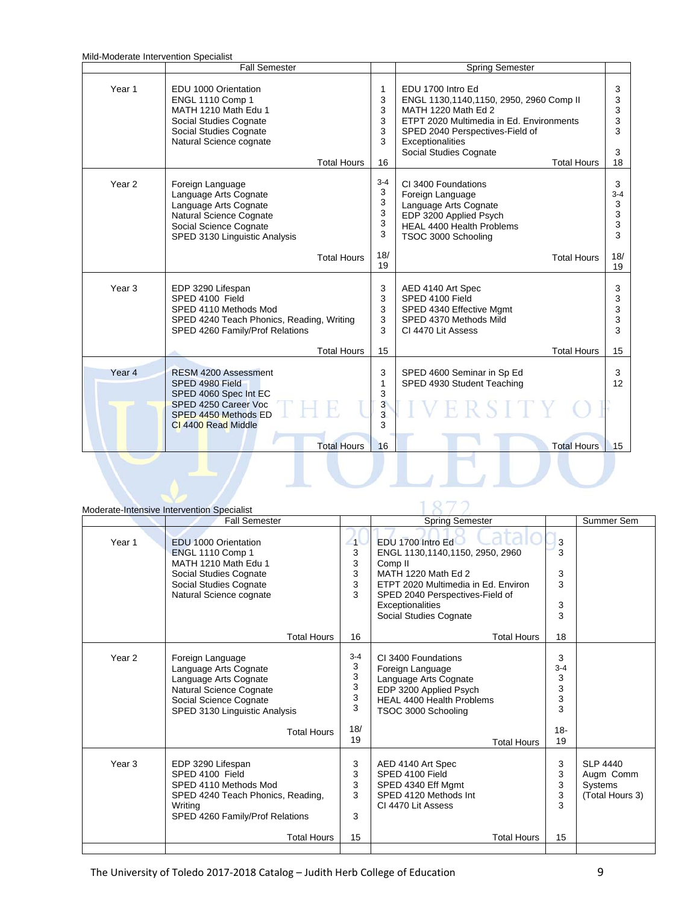Mild-Moderate Intervention Specialist

| | Fall Semester | | Spring Semester | |
|---|---|---|---|---|
| Year 1 | EDU 1000 Orientation<br>ENGL 1110 Comp 1<br>MATH 1210 Math Edu 1<br>Social Studies Cognate<br>Social Studies Cognate<br>Natural Science cognate | 1<br>3<br>3<br>3<br>3<br>3 | EDU 1700 Intro Ed<br>ENGL 1130,1140,1150, 2950, 2960 Comp II<br>MATH 1220 Math Ed 2<br>ETPT 2020 Multimedia in Ed. Environments<br>SPED 2040 Perspectives-Field of Exceptionalities<br>Social Studies Cognate | 3<br>3<br>3<br>3<br>3<br><br>3 |
| | Total Hours | 16 | Total Hours | 18 |
| Year 2 | Foreign Language<br>Language Arts Cognate<br>Language Arts Cognate<br>Natural Science Cognate<br>Social Science Cognate<br>SPED 3130 Linguistic Analysis | 3-4<br>3<br>3<br>3<br>3<br>3 | CI 3400 Foundations<br>Foreign Language<br>Language Arts Cognate<br>EDP 3200 Applied Psych<br>HEAL 4400 Health Problems<br>TSOC 3000 Schooling | 3<br>3-4<br>3<br>3<br>3<br>3 |
| | Total Hours | 18/ 19 | Total Hours | 18/ 19 |
| Year 3 | EDP 3290 Lifespan<br>SPED 4100 Field<br>SPED 4110 Methods Mod<br>SPED 4240 Teach Phonics, Reading, Writing<br>SPED 4260 Family/Prof Relations | 3<br>3<br>3<br>3<br>3 | AED 4140 Art Spec<br>SPED 4100 Field<br>SPED 4340 Effective Mgmt<br>SPED 4370 Methods Mild<br>CI 4470 Lit Assess | 3<br>3<br>3<br>3<br>3 |
| | Total Hours | 15 | Total Hours | 15 |
| Year 4 | RESM 4200 Assessment<br>SPED 4980 Field<br>SPED 4060 Spec Int EC<br>SPED 4250 Career Voc<br>SPED 4450 Methods ED<br>CI 4400 Read Middle | 3<br>1<br>3<br>3<br>3<br>3 | SPED 4600 Seminar in Sp Ed<br>SPED 4930 Student Teaching | 3<br>12 |
| | Total Hours | 16 | Total Hours | 15 |

Moderate-Intensive Intervention Specialist

| | Fall Semester | | Spring Semester | | Summer Sem |
|---|---|---|---|---|---|
| Year 1 | EDU 1000 Orientation<br>ENGL 1110 Comp 1<br>MATH 1210 Math Edu 1<br>Social Studies Cognate<br>Social Studies Cognate<br>Natural Science cognate | 1<br>3<br>3<br>3<br>3<br>3 | EDU 1700 Intro Ed<br>ENGL 1130,1140,1150, 2950, 2960 Comp II<br>MATH 1220 Math Ed 2<br>ETPT 2020 Multimedia in Ed. Environ<br>SPED 2040 Perspectives-Field of Exceptionalities<br>Social Studies Cognate | 3<br>3<br><br>3<br>3<br><br>3<br>3 | |
| | Total Hours | 16 | Total Hours | 18 | |
| Year 2 | Foreign Language<br>Language Arts Cognate<br>Language Arts Cognate<br>Natural Science Cognate<br>Social Science Cognate<br>SPED 3130 Linguistic Analysis | 3-4<br>3<br>3<br>3<br>3<br>3 | CI 3400 Foundations<br>Foreign Language<br>Language Arts Cognate<br>EDP 3200 Applied Psych<br>HEAL 4400 Health Problems<br>TSOC 3000 Schooling | 3<br>3-4<br>3<br>3<br>3<br>3 | |
| | Total Hours | 18/ 19 | Total Hours | 18- 19 | |
| Year 3 | EDP 3290 Lifespan<br>SPED 4100 Field<br>SPED 4110 Methods Mod<br>SPED 4240 Teach Phonics, Reading, Writing<br>SPED 4260 Family/Prof Relations | 3<br>3<br>3<br>3<br><br>3 | AED 4140 Art Spec<br>SPED 4100 Field<br>SPED 4340 Eff Mgmt<br>SPED 4120 Methods Int<br>CI 4470 Lit Assess | 3<br>3<br>3<br>3<br>3 | SLP 4440 Augm Comm Systems (Total Hours 3) |
| | Total Hours | 15 | Total Hours | 15 | |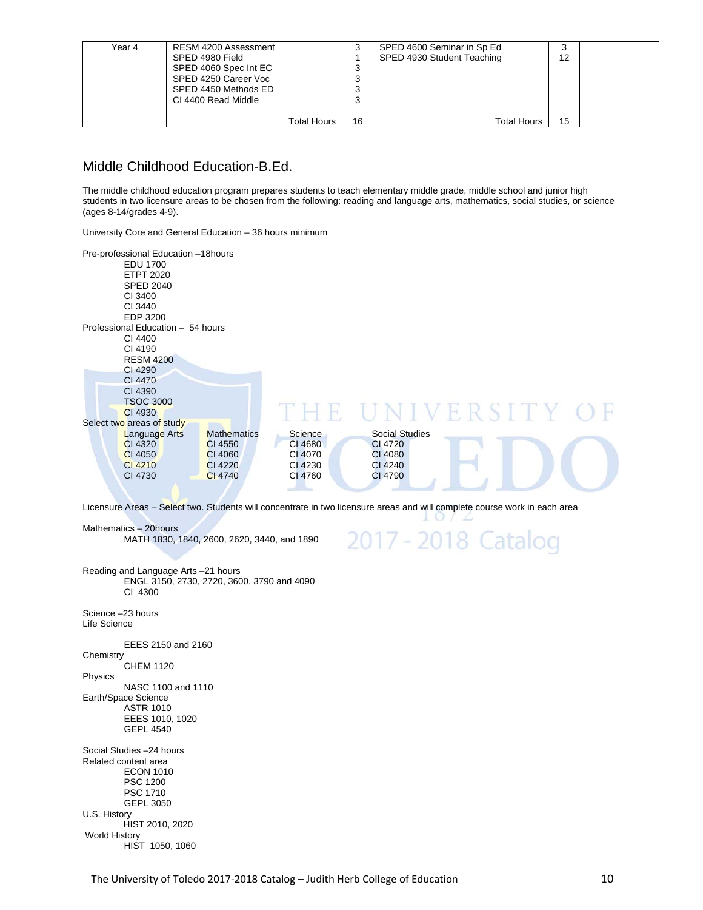| Year 4 | RESM 4200 Assessment<br>SPED 4980 Field<br>SPED 4060 Spec Int EC<br>SPED 4250 Career Voc<br>SPED 4450 Methods ED<br>CI 4400 Read Middle | 3<br>1<br>3<br>3<br>3<br>3 | SPED 4600 Seminar in Sp Ed<br>SPED 4930 Student Teaching | 3<br>12 | |
|---|---|---|---|---|---|
| | Total Hours | 16 | Total Hours | 15 | |

## Middle Childhood Education-B.Ed.

The middle childhood education program prepares students to teach elementary middle grade, middle school and junior high students in two licensure areas to be chosen from the following: reading and language arts, mathematics, social studies, or science (ages 8-14/grades 4-9).

University Core and General Education – 36 hours minimum

Pre-professional Education –18hours
- EDU 1700
- ETPT 2020
- SPED 2040
- CI 3400
- CI 3440
- EDP 3200

Professional Education – 54 hours
- CI 4400
- CI 4190
- RESM 4200
- CI 4290
- CI 4470
- CI 4390
- TSOC 3000
- CI 4930

Select two areas of study

| Language Arts | Mathematics | Science | Social Studies |
|---|---|---|---|
| CI 4320 | CI 4550 | CI 4680 | CI 4720 |
| CI 4050 | CI 4060 | CI 4070 | CI 4080 |
| CI 4210 | CI 4220 | CI 4230 | CI 4240 |
| CI 4730 | CI 4740 | CI 4760 | CI 4790 |

Licensure Areas – Select two. Students will concentrate in two licensure areas and will complete course work in each area

Mathematics – 20hours
- MATH 1830, 1840, 2600, 2620, 3440, and 1890

Reading and Language Arts –21 hours
- ENGL 3150, 2730, 2720, 3600, 3790 and 4090
- CI 4300

Science –23 hours

Life Science
- EEES 2150 and 2160

Chemistry
- CHEM 1120

Physics
- NASC 1100 and 1110

Earth/Space Science
- ASTR 1010
- EEES 1010, 1020
- GEPL 4540

Social Studies –24 hours

Related content area
- ECON 1010
- PSC 1200
- PSC 1710
- GEPL 3050

U.S. History
- HIST 2010, 2020

World History
- HIST 1050, 1060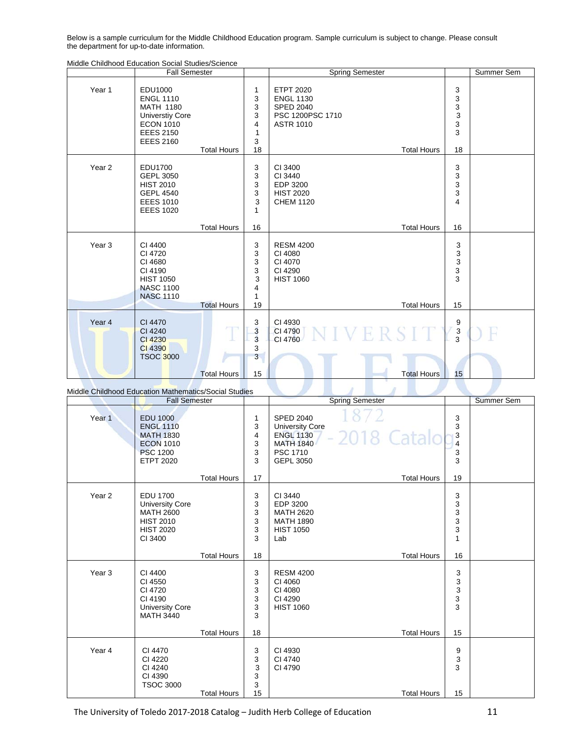Below is a sample curriculum for the Middle Childhood Education program. Sample curriculum is subject to change. Please consult the department for up-to-date information.

Middle Childhood Education Social Studies/Science

| | Fall Semester | | Spring Semester | | Summer Sem |
|---|---|---|---|---|---|
| Year 1 | EDU1000<br>ENGL 1110<br>MATH 1180<br>Universtiy Core<br>ECON 1010<br>EEES 2150<br>EEES 2160 | 1<br>3<br>3<br>3<br>4<br>1<br>3 | ETPT 2020<br>ENGL 1130<br>SPED 2040<br>PSC 1200PSC 1710<br>ASTR 1010 | 3<br>3<br>3<br>3<br>3<br>3 | |
| | Total Hours | 18 | Total Hours | 18 | |
| Year 2 | EDU1700<br>GEPL 3050<br>HIST 2010<br>GEPL 4540<br>EEES 1010<br>EEES 1020 | 3<br>3<br>3<br>3<br>3<br>1 | CI 3400<br>CI 3440<br>EDP 3200<br>HIST 2020<br>CHEM 1120 | 3<br>3<br>3<br>3<br>4 | |
| | Total Hours | 16 | Total Hours | 16 | |
| Year 3 | CI 4400<br>CI 4720<br>CI 4680<br>CI 4190<br>HIST 1050<br>NASC 1100<br>NASC 1110 | 3<br>3<br>3<br>3<br>3<br>4<br>1 | RESM 4200<br>CI 4080<br>CI 4070<br>CI 4290<br>HIST 1060 | 3<br>3<br>3<br>3<br>3 | |
| | Total Hours | 19 | Total Hours | 15 | |
| Year 4 | CI 4470<br>CI 4240<br>CI 4230<br>CI 4390<br>TSOC 3000 | 3<br>3<br>3<br>3<br>3 | CI 4930<br>CI 4790<br>CI 4760 | 9<br>3<br>3 | |
| | Total Hours | 15 | Total Hours | 15 | |

Middle Childhood Education Mathematics/Social Studies

| | Fall Semester | | Spring Semester | | Summer Sem |
|---|---|---|---|---|---|
| Year 1 | EDU 1000<br>ENGL 1110<br>MATH 1830<br>ECON 1010<br>PSC 1200<br>ETPT 2020 | 1<br>3<br>4<br>3<br>3<br>3 | SPED 2040<br>University Core<br>ENGL 1130<br>MATH 1840<br>PSC 1710<br>GEPL 3050 | 3<br>3<br>3<br>4<br>3<br>3 | |
| | Total Hours | 17 | Total Hours | 19 | |
| Year 2 | EDU 1700<br>University Core<br>MATH 2600<br>HIST 2010<br>HIST 2020<br>CI 3400 | 3<br>3<br>3<br>3<br>3<br>3 | CI 3440<br>EDP 3200<br>MATH 2620<br>MATH 1890<br>HIST 1050<br>Lab | 3<br>3<br>3<br>3<br>3<br>1 | |
| | Total Hours | 18 | Total Hours | 16 | |
| Year 3 | CI 4400<br>CI 4550<br>CI 4720<br>CI 4190<br>University Core<br>MATH 3440 | 3<br>3<br>3<br>3<br>3<br>3 | RESM 4200<br>CI 4060<br>CI 4080<br>CI 4290<br>HIST 1060 | 3<br>3<br>3<br>3<br>3 | |
| | Total Hours | 18 | Total Hours | 15 | |
| Year 4 | CI 4470<br>CI 4220<br>CI 4240<br>CI 4390<br>TSOC 3000 | 3<br>3<br>3<br>3<br>3 | CI 4930<br>CI 4740<br>CI 4790 | 9<br>3<br>3 | |
| | Total Hours | 15 | Total Hours | 15 | |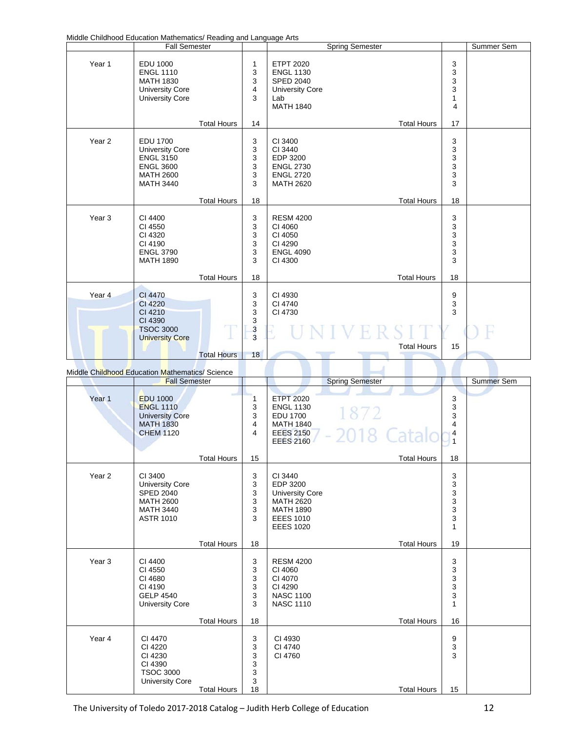Middle Childhood Education Mathematics/ Reading and Language Arts

| | Fall Semester | | Spring Semester | | Summer Sem |
|---|---|---|---|---|---|
| Year 1 | EDU 1000 | 1 | ETPT 2020 | 3 | |
| | ENGL 1110 | 3 | ENGL 1130 | 3 | |
| | MATH 1830 | 3 | SPED 2040 | 3 | |
| | University Core | 4 | University Core | 3 | |
| | University Core | 3 | Lab | 1 | |
| | | | MATH 1840 | 4 | |
| | Total Hours | 14 | Total Hours | 17 | |
| Year 2 | EDU 1700 | 3 | CI 3400 | 3 | |
| | University Core | 3 | CI 3440 | 3 | |
| | ENGL 3150 | 3 | EDP 3200 | 3 | |
| | ENGL 3600 | 3 | ENGL 2730 | 3 | |
| | MATH 2600 | 3 | ENGL 2720 | 3 | |
| | MATH 3440 | 3 | MATH 2620 | 3 | |
| | Total Hours | 18 | Total Hours | 18 | |
| Year 3 | CI 4400 | 3 | RESM 4200 | 3 | |
| | CI 4550 | 3 | CI 4060 | 3 | |
| | CI 4320 | 3 | CI 4050 | 3 | |
| | CI 4190 | 3 | CI 4290 | 3 | |
| | ENGL 3790 | 3 | ENGL 4090 | 3 | |
| | MATH 1890 | 3 | CI 4300 | 3 | |
| | Total Hours | 18 | Total Hours | 18 | |
| Year 4 | CI 4470 | 3 | CI 4930 | 9 | |
| | CI 4220 | 3 | CI 4740 | 3 | |
| | CI 4210 | 3 | CI 4730 | 3 | |
| | CI 4390 | 3 | | | |
| | TSOC 3000 | 3 | | | |
| | University Core | 3 | | | |
| | Total Hours | 18 | Total Hours | 15 | |

Middle Childhood Education Mathematics/ Science

| | Fall Semester | | Spring Semester | | Summer Sem |
|---|---|---|---|---|---|
| Year 1 | EDU 1000 | 1 | ETPT 2020 | 3 | |
| | ENGL 1110 | 3 | ENGL 1130 | 3 | |
| | University Core | 3 | EDU 1700 | 3 | |
| | MATH 1830 | 4 | MATH 1840 | 4 | |
| | CHEM 1120 | 4 | EEES 2150 | 4 | |
| | | | EEES 2160 | 1 | |
| | Total Hours | 15 | Total Hours | 18 | |
| Year 2 | CI 3400 | 3 | CI 3440 | 3 | |
| | University Core | 3 | EDP 3200 | 3 | |
| | SPED 2040 | 3 | University Core | 3 | |
| | MATH 2600 | 3 | MATH 2620 | 3 | |
| | MATH 3440 | 3 | MATH 1890 | 3 | |
| | ASTR 1010 | 3 | EEES 1010 | 3 | |
| | | | EEES 1020 | 1 | |
| | Total Hours | 18 | Total Hours | 19 | |
| Year 3 | CI 4400 | 3 | RESM 4200 | 3 | |
| | CI 4550 | 3 | CI 4060 | 3 | |
| | CI 4680 | 3 | CI 4070 | 3 | |
| | CI 4190 | 3 | CI 4290 | 3 | |
| | GELP 4540 | 3 | NASC 1100 | 3 | |
| | University Core | 3 | NASC 1110 | 1 | |
| | Total Hours | 18 | Total Hours | 16 | |
| Year 4 | CI 4470 | 3 | CI 4930 | 9 | |
| | CI 4220 | 3 | CI 4740 | 3 | |
| | CI 4230 | 3 | CI 4760 | 3 | |
| | CI 4390 | 3 | | | |
| | TSOC 3000 | 3 | | | |
| | University Core | 3 | | | |
| | Total Hours | 18 | Total Hours | 15 | |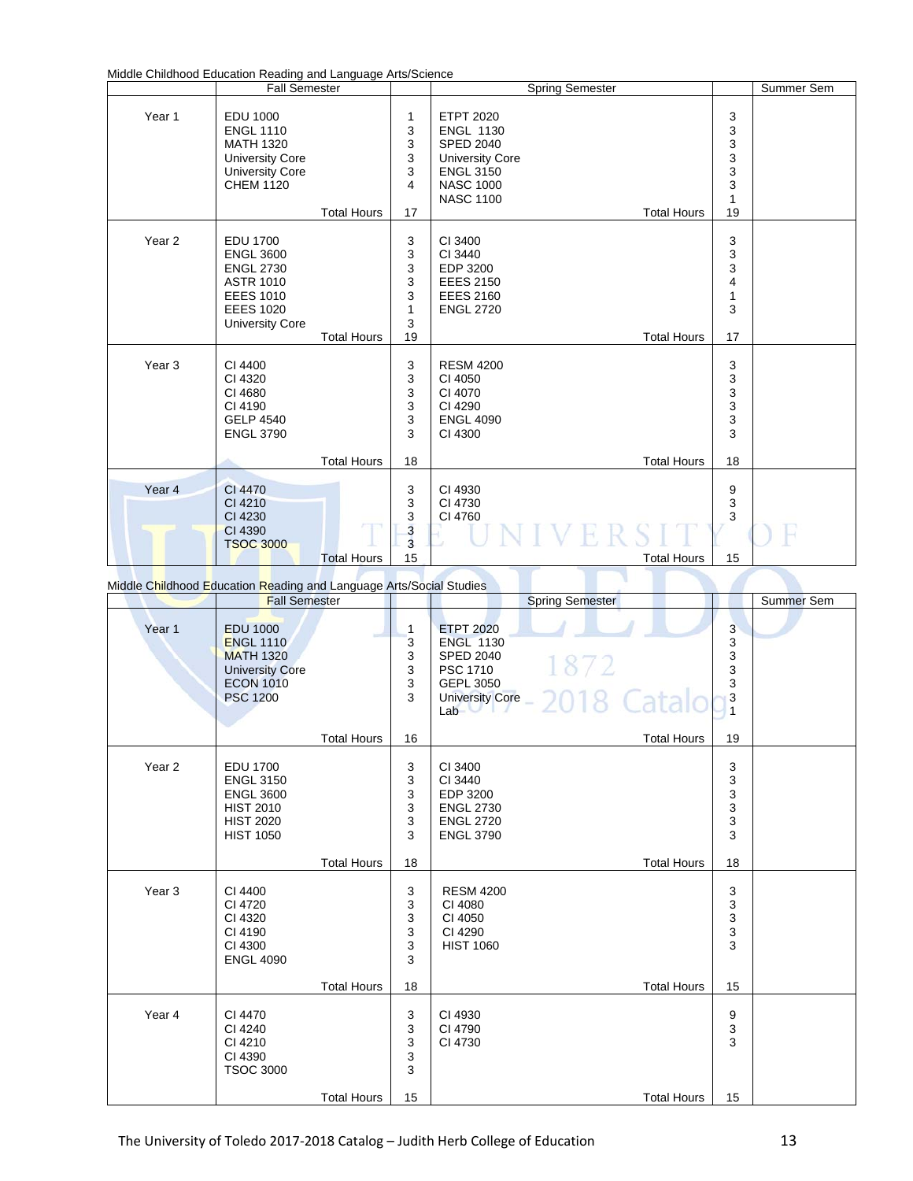Middle Childhood Education Reading and Language Arts/Science

| | Fall Semester | | Spring Semester | | Summer Sem |
|---|---|---|---|---|---|
| Year 1 | EDU 1000<br>ENGL 1110<br>MATH 1320<br>University Core<br>University Core<br>CHEM 1120 | 1<br>3<br>3<br>3<br>3<br>4 | ETPT 2020<br>ENGL 1130<br>SPED 2040<br>University Core<br>ENGL 3150<br>NASC 1000<br>NASC 1100 | 3<br>3<br>3<br>3<br>3<br>3<br>1 | |
| | Total Hours | 17 | Total Hours | 19 | |
| Year 2 | EDU 1700<br>ENGL 3600<br>ENGL 2730<br>ASTR 1010<br>EEES 1010<br>EEES 1020<br>University Core | 3<br>3<br>3<br>3<br>3<br>1<br>3 | CI 3400<br>CI 3440<br>EDP 3200<br>EEES 2150<br>EEES 2160<br>ENGL 2720 | 3<br>3<br>3<br>4<br>1<br>3 | |
| | Total Hours | 19 | Total Hours | 17 | |
| Year 3 | CI 4400<br>CI 4320<br>CI 4680<br>CI 4190<br>GELP 4540<br>ENGL 3790 | 3<br>3<br>3<br>3<br>3<br>3 | RESM 4200<br>CI 4050<br>CI 4070<br>CI 4290<br>ENGL 4090<br>CI 4300 | 3<br>3<br>3<br>3<br>3<br>3 | |
| | Total Hours | 18 | Total Hours | 18 | |
| Year 4 | CI 4470<br>CI 4210<br>CI 4230<br>CI 4390<br>TSOC 3000 | 3<br>3<br>3<br>3<br>3 | CI 4930<br>CI 4730<br>CI 4760 | 9<br>3<br>3 | |
| | Total Hours | 15 | Total Hours | 15 | |

Middle Childhood Education Reading and Language Arts/Social Studies

| | Fall Semester | | Spring Semester | | Summer Sem |
|---|---|---|---|---|---|
| Year 1 | EDU 1000<br>ENGL 1110<br>MATH 1320<br>University Core<br>ECON 1010<br>PSC 1200 | 1<br>3<br>3<br>3<br>3<br>3 | ETPT 2020<br>ENGL 1130<br>SPED 2040<br>PSC 1710<br>GEPL 3050<br>University Core<br>Lab | 3<br>3<br>3<br>3<br>3<br>3<br>1 | |
| | Total Hours | 16 | Total Hours | 19 | |
| Year 2 | EDU 1700<br>ENGL 3150<br>ENGL 3600<br>HIST 2010<br>HIST 2020<br>HIST 1050 | 3<br>3<br>3<br>3<br>3<br>3 | CI 3400<br>CI 3440<br>EDP 3200<br>ENGL 2730<br>ENGL 2720<br>ENGL 3790 | 3<br>3<br>3<br>3<br>3<br>3 | |
| | Total Hours | 18 | Total Hours | 18 | |
| Year 3 | CI 4400<br>CI 4720<br>CI 4320<br>CI 4190<br>CI 4300<br>ENGL 4090 | 3<br>3<br>3<br>3<br>3<br>3 | RESM 4200<br>CI 4080<br>CI 4050<br>CI 4290<br>HIST 1060 | 3<br>3<br>3<br>3<br>3 | |
| | Total Hours | 18 | Total Hours | 15 | |
| Year 4 | CI 4470<br>CI 4240<br>CI 4210<br>CI 4390<br>TSOC 3000 | 3<br>3<br>3<br>3<br>3 | CI 4930<br>CI 4790<br>CI 4730 | 9<br>3<br>3 | |
| | Total Hours | 15 | Total Hours | 15 | |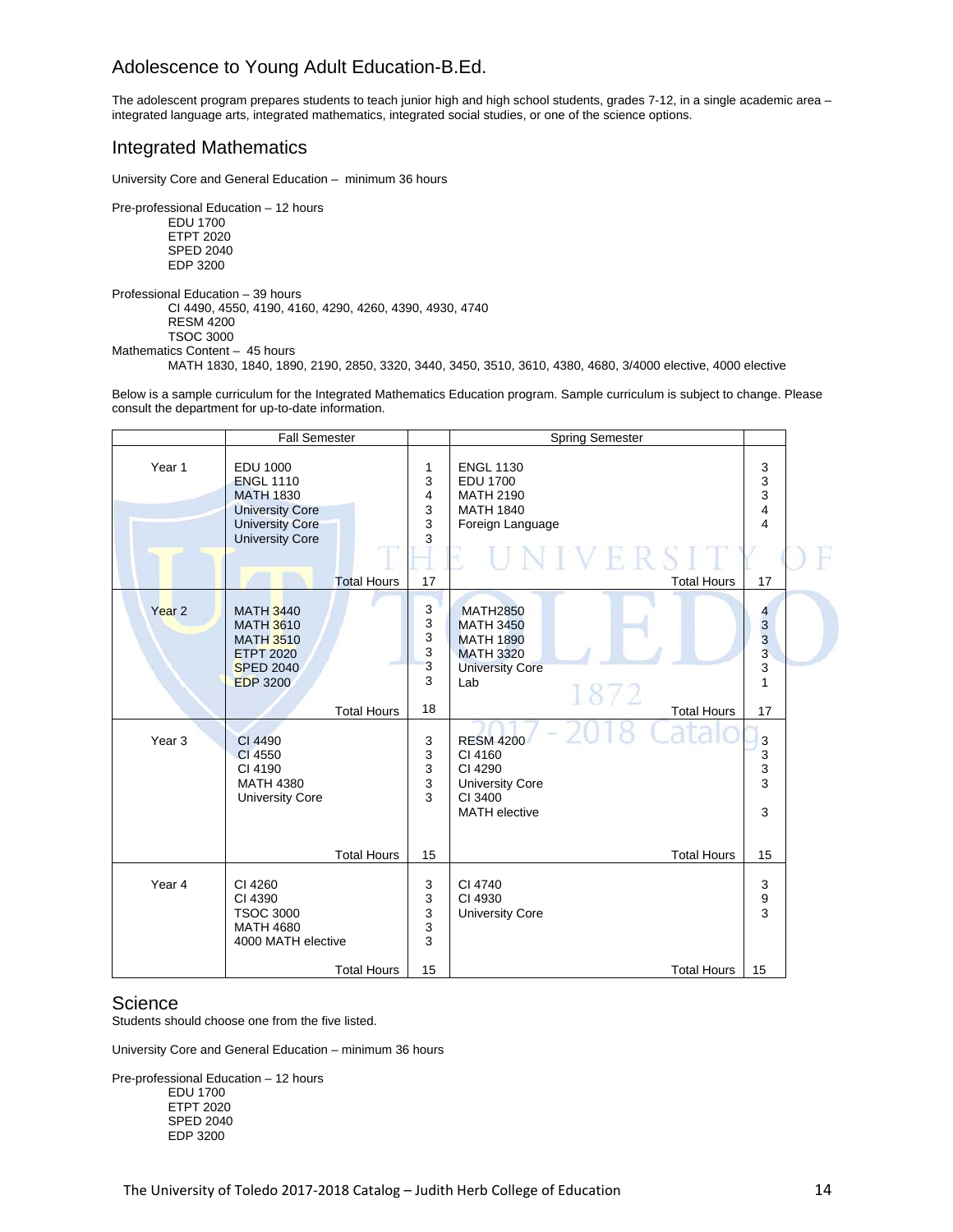## Adolescence to Young Adult Education-B.Ed.

The adolescent program prepares students to teach junior high and high school students, grades 7-12, in a single academic area – integrated language arts, integrated mathematics, integrated social studies, or one of the science options.

### Integrated Mathematics

University Core and General Education – minimum 36 hours

Pre-professional Education – 12 hours
- EDU 1700
- ETPT 2020
- SPED 2040
- EDP 3200

Professional Education – 39 hours
- CI 4490, 4550, 4190, 4160, 4290, 4260, 4390, 4930, 4740
- RESM 4200
- TSOC 3000

Mathematics Content – 45 hours
- MATH 1830, 1840, 1890, 2190, 2850, 3320, 3440, 3450, 3510, 3610, 4380, 4680, 3/4000 elective, 4000 elective

Below is a sample curriculum for the Integrated Mathematics Education program. Sample curriculum is subject to change. Please consult the department for up-to-date information.

| | Fall Semester | | Spring Semester | |
|---|---|---|---|---|
| Year 1 | EDU 1000 | 1 | ENGL 1130 | 3 |
| | ENGL 1110 | 3 | EDU 1700 | 3 |
| | MATH 1830 | 4 | MATH 2190 | 3 |
| | University Core | 3 | MATH 1840 | 4 |
| | University Core | 3 | Foreign Language | 4 |
| | University Core | 3 | | |
| | Total Hours | 17 | Total Hours | 17 |
| Year 2 | MATH 3440 | 3 | MATH2850 | 4 |
| | MATH 3610 | 3 | MATH 3450 | 3 |
| | MATH 3510 | 3 | MATH 1890 | 3 |
| | ETPT 2020 | 3 | MATH 3320 | 3 |
| | SPED 2040 | 3 | University Core | 3 |
| | EDP 3200 | 3 | Lab | 1 |
| | Total Hours | 18 | Total Hours | 17 |
| Year 3 | CI 4490 | 3 | RESM 4200 | 3 |
| | CI 4550 | 3 | CI 4160 | 3 |
| | CI 4190 | 3 | CI 4290 | 3 |
| | MATH 4380 | 3 | University Core | 3 |
| | University Core | 3 | CI 3400 | |
| | | | MATH elective | 3 |
| | Total Hours | 15 | Total Hours | 15 |
| Year 4 | CI 4260 | 3 | CI 4740 | 3 |
| | CI 4390 | 3 | CI 4930 | 9 |
| | TSOC 3000 | 3 | University Core | 3 |
| | MATH 4680 | 3 | | |
| | 4000 MATH elective | 3 | | |
| | Total Hours | 15 | Total Hours | 15 |

### Science

Students should choose one from the five listed.

University Core and General Education – minimum 36 hours

Pre-professional Education – 12 hours
- EDU 1700
- ETPT 2020
- SPED 2040
- EDP 3200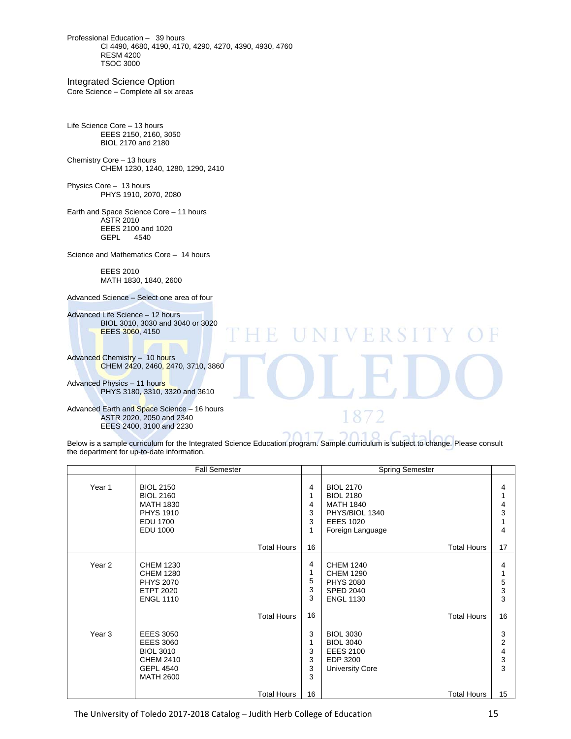Professional Education – 39 hours
- CI 4490, 4680, 4190, 4170, 4290, 4270, 4390, 4930, 4760
- RESM 4200
- TSOC 3000

## Integrated Science Option

Core Science – Complete all six areas

Life Science Core – 13 hours
- EEES 2150, 2160, 3050
- BIOL 2170 and 2180

Chemistry Core – 13 hours
- CHEM 1230, 1240, 1280, 1290, 2410

Physics Core – 13 hours
- PHYS 1910, 2070, 2080

Earth and Space Science Core – 11 hours
- ASTR 2010
- EEES 2100 and 1020
- GEPL 4540

Science and Mathematics Core – 14 hours
- EEES 2010
- MATH 1830, 1840, 2600

Advanced Science – Select one area of four

Advanced Life Science – 12 hours
- BIOL 3010, 3030 and 3040 or 3020
- EEES 3060, 4150

Advanced Chemistry – 10 hours
- CHEM 2420, 2460, 2470, 3710, 3860

Advanced Physics – 11 hours
- PHYS 3180, 3310, 3320 and 3610

Advanced Earth and Space Science – 16 hours
- ASTR 2020, 2050 and 2340
- EEES 2400, 3100 and 2230

Below is a sample curriculum for the Integrated Science Education program. Sample curriculum is subject to change. Please consult the department for up-to-date information.

| | Fall Semester | | Spring Semester | |
|---|---|---|---|---|
| Year 1 | BIOL 2150 | 4 | BIOL 2170 | 4 |
| | BIOL 2160 | 1 | BIOL 2180 | 1 |
| | MATH 1830 | 4 | MATH 1840 | 4 |
| | PHYS 1910 | 3 | PHYS/BIOL 1340 | 3 |
| | EDU 1700 | 3 | EEES 1020 | 1 |
| | EDU 1000 | 1 | Foreign Language | 4 |
| | Total Hours | 16 | Total Hours | 17 |
| Year 2 | CHEM 1230 | 4 | CHEM 1240 | 4 |
| | CHEM 1280 | 1 | CHEM 1290 | 1 |
| | PHYS 2070 | 5 | PHYS 2080 | 5 |
| | ETPT 2020 | 3 | SPED 2040 | 3 |
| | ENGL 1110 | 3 | ENGL 1130 | 3 |
| | Total Hours | 16 | Total Hours | 16 |
| Year 3 | EEES 3050 | 3 | BIOL 3030 | 3 |
| | EEES 3060 | 1 | BIOL 3040 | 2 |
| | BIOL 3010 | 3 | EEES 2100 | 4 |
| | CHEM 2410 | 3 | EDP 3200 | 3 |
| | GEPL 4540 | 3 | University Core | 3 |
| | MATH 2600 | 3 | | |
| | Total Hours | 16 | Total Hours | 15 |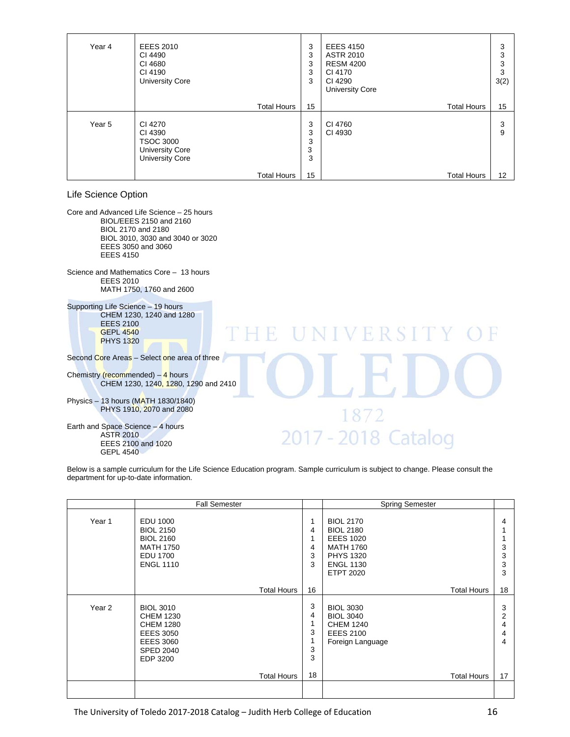| | | | | |
|---|---|---|---|---|
| Year 4 | EEES 2010<br>CI 4490<br>CI 4680<br>CI 4190<br>University Core | 3<br>3<br>3<br>3<br>3 | EEES 4150<br>ASTR 2010<br>RESM 4200<br>CI 4170<br>CI 4290<br>University Core | 3<br>3<br>3<br>3<br>3(2) |
| | Total Hours | 15 | Total Hours | 15 |
| Year 5 | CI 4270<br>CI 4390<br>TSOC 3000<br>University Core<br>University Core | 3<br>3<br>3<br>3<br>3 | CI 4760<br>CI 4930 | 3<br>9 |
| | Total Hours | 15 | Total Hours | 12 |

## Life Science Option

Core and Advanced Life Science – 25 hours
- BIOL/EEES 2150 and 2160
- BIOL 2170 and 2180
- BIOL 3010, 3030 and 3040 or 3020
- EEES 3050 and 3060
- EEES 4150

Science and Mathematics Core – 13 hours
- EEES 2010
- MATH 1750, 1760 and 2600

Supporting Life Science – 19 hours
- CHEM 1230, 1240 and 1280
- EEES 2100
- GEPL 4540
- PHYS 1320

Second Core Areas – Select one area of three

Chemistry (recommended) – 4 hours
- CHEM 1230, 1240, 1280, 1290 and 2410

Physics – 13 hours (MATH 1830/1840)
- PHYS 1910, 2070 and 2080

Earth and Space Science – 4 hours
- ASTR 2010
- EEES 2100 and 1020
- GEPL 4540

Below is a sample curriculum for the Life Science Education program. Sample curriculum is subject to change. Please consult the department for up-to-date information.

| | Fall Semester | | Spring Semester | |
|---|---|---|---|---|
| Year 1 | EDU 1000<br>BIOL 2150<br>BIOL 2160<br>MATH 1750<br>EDU 1700<br>ENGL 1110 | 1<br>4<br>1<br>4<br>3<br>3 | BIOL 2170<br>BIOL 2180<br>EEES 1020<br>MATH 1760<br>PHYS 1320<br>ENGL 1130<br>ETPT 2020 | 4<br>1<br>1<br>3<br>3<br>3<br>3 |
| | Total Hours | 16 | Total Hours | 18 |
| Year 2 | BIOL 3010<br>CHEM 1230<br>CHEM 1280<br>EEES 3050<br>EEES 3060<br>SPED 2040<br>EDP 3200 | 3<br>4<br>1<br>3<br>1<br>3<br>3 | BIOL 3030<br>BIOL 3040<br>CHEM 1240<br>EEES 2100<br>Foreign Language | 3<br>2<br>4<br>4<br>4 |
| | Total Hours | 18 | Total Hours | 17 |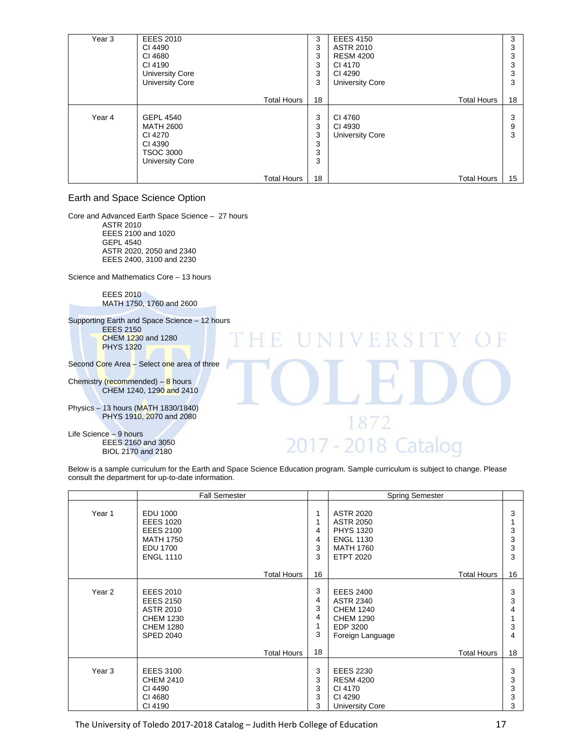| | | | | |
|---|---|---|---|---|
| Year 3 | EEES 2010<br>CI 4490<br>CI 4680<br>CI 4190<br>University Core<br>University Core | 3<br>3<br>3<br>3<br>3<br>3 | EEES 4150<br>ASTR 2010<br>RESM 4200<br>CI 4170<br>CI 4290<br>University Core | 3<br>3<br>3<br>3<br>3<br>3 |
| | Total Hours | 18 | Total Hours | 18 |
| Year 4 | GEPL 4540<br>MATH 2600<br>CI 4270<br>CI 4390<br>TSOC 3000<br>University Core | 3<br>3<br>3<br>3<br>3<br>3 | CI 4760<br>CI 4930<br>University Core | 3<br>9<br>3 |
| | Total Hours | 18 | Total Hours | 15 |

## Earth and Space Science Option

Core and Advanced Earth Space Science – 27 hours
- ASTR 2010
- EEES 2100 and 1020
- GEPL 4540
- ASTR 2020, 2050 and 2340
- EEES 2400, 3100 and 2230

Science and Mathematics Core – 13 hours
- EEES 2010
- MATH 1750, 1760 and 2600

Supporting Earth and Space Science – 12 hours
- EEES 2150
- CHEM 1230 and 1280
- PHYS 1320

Second Core Area – Select one area of three

Chemistry (recommended) – 8 hours
- CHEM 1240, 1290 and 2410

Physics – 13 hours (MATH 1830/1840)
- PHYS 1910, 2070 and 2080

Life Science – 9 hours
- EEES 2160 and 3050
- BIOL 2170 and 2180

Below is a sample curriculum for the Earth and Space Science Education program. Sample curriculum is subject to change. Please consult the department for up-to-date information.

| | Fall Semester | | Spring Semester | |
|---|---|---|---|---|
| Year 1 | EDU 1000<br>EEES 1020<br>EEES 2100<br>MATH 1750<br>EDU 1700<br>ENGL 1110 | 1<br>1<br>4<br>4<br>3<br>3 | ASTR 2020<br>ASTR 2050<br>PHYS 1320<br>ENGL 1130<br>MATH 1760<br>ETPT 2020 | 3<br>1<br>3<br>3<br>3<br>3 |
| | Total Hours | 16 | Total Hours | 16 |
| Year 2 | EEES 2010<br>EEES 2150<br>ASTR 2010<br>CHEM 1230<br>CHEM 1280<br>SPED 2040 | 3<br>4<br>3<br>4<br>1<br>3 | EEES 2400<br>ASTR 2340<br>CHEM 1240<br>CHEM 1290<br>EDP 3200<br>Foreign Language | 3<br>3<br>4<br>1<br>3<br>4 |
| | Total Hours | 18 | Total Hours | 18 |
| Year 3 | EEES 3100<br>CHEM 2410<br>CI 4490<br>CI 4680<br>CI 4190 | 3<br>3<br>3<br>3<br>3 | EEES 2230<br>RESM 4200<br>CI 4170<br>CI 4290<br>University Core | 3<br>3<br>3<br>3<br>3 |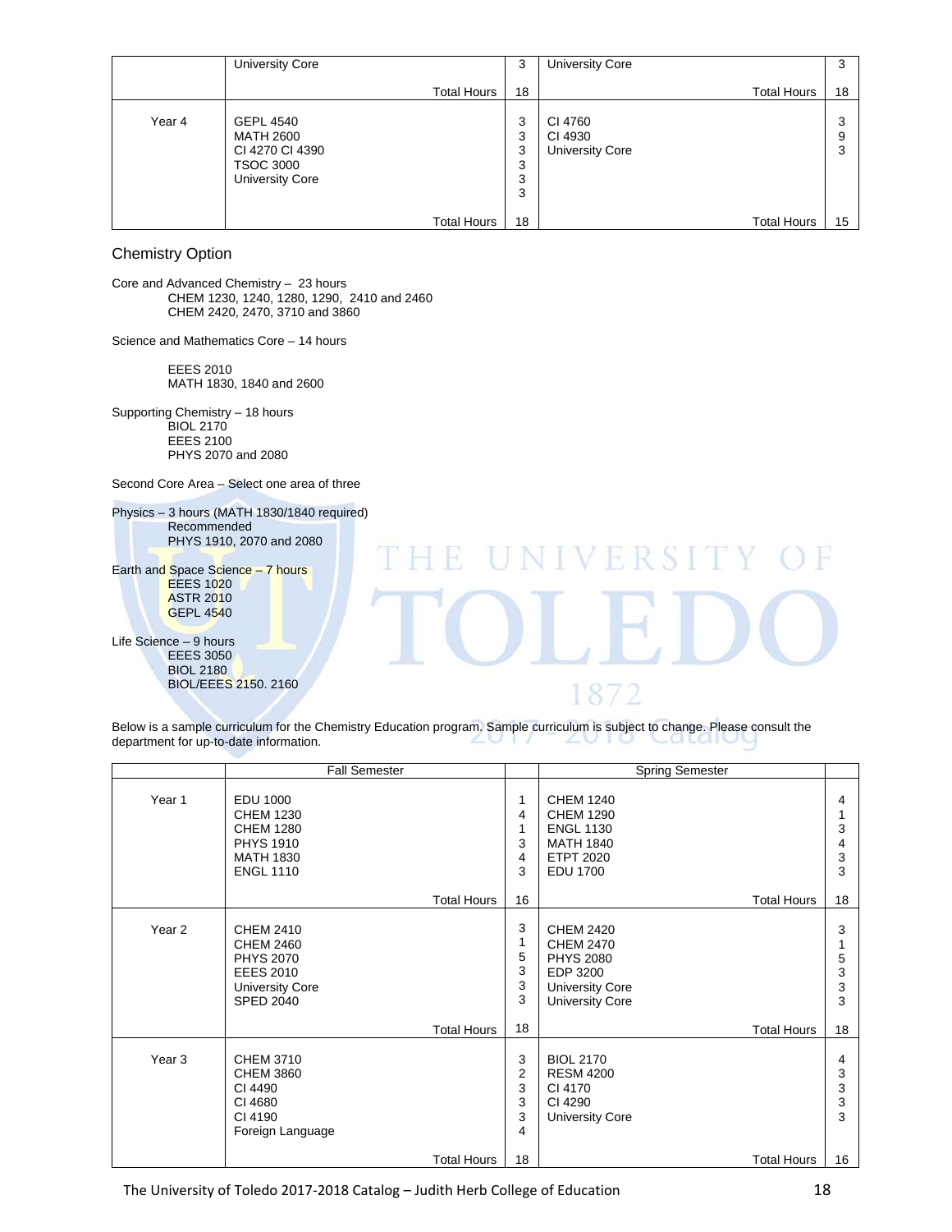| | University Core | 3 | University Core | 3 |
|---|---|---|---|---|
| | Total Hours | 18 | Total Hours | 18 |
| Year 4 | GEPL 4540<br>MATH 2600<br>CI 4270 CI 4390<br>TSOC 3000<br>University Core | 3<br>3<br>3<br>3<br>3<br>3 | CI 4760<br>CI 4930<br>University Core | 3<br>9<br>3 |
| | Total Hours | 18 | Total Hours | 15 |

## Chemistry Option

Core and Advanced Chemistry – 23 hours
CHEM 1230, 1240, 1280, 1290, 2410 and 2460
CHEM 2420, 2470, 3710 and 3860

Science and Mathematics Core – 14 hours

EEES 2010
MATH 1830, 1840 and 2600

Supporting Chemistry – 18 hours
BIOL 2170
EEES 2100
PHYS 2070 and 2080

Second Core Area – Select one area of three

Physics – 3 hours (MATH 1830/1840 required)
Recommended
PHYS 1910, 2070 and 2080

Earth and Space Science – 7 hours
EEES 1020
ASTR 2010
GEPL 4540

Life Science – 9 hours
EEES 3050
BIOL 2180
BIOL/EEES 2150. 2160

Below is a sample curriculum for the Chemistry Education program. Sample curriculum is subject to change. Please consult the department for up-to-date information.

| | Fall Semester | | Spring Semester | |
|---|---|---|---|---|
| Year 1 | EDU 1000<br>CHEM 1230<br>CHEM 1280<br>PHYS 1910<br>MATH 1830<br>ENGL 1110 | 1<br>4<br>1<br>3<br>4<br>3 | CHEM 1240<br>CHEM 1290<br>ENGL 1130<br>MATH 1840<br>ETPT 2020<br>EDU 1700 | 4<br>1<br>3<br>4<br>3<br>3 |
| | Total Hours | 16 | Total Hours | 18 |
| Year 2 | CHEM 2410<br>CHEM 2460<br>PHYS 2070<br>EEES 2010<br>University Core<br>SPED 2040 | 3<br>1<br>5<br>3<br>3<br>3 | CHEM 2420<br>CHEM 2470<br>PHYS 2080<br>EDP 3200<br>University Core<br>University Core | 3<br>1<br>5<br>3<br>3<br>3 |
| | Total Hours | 18 | Total Hours | 18 |
| Year 3 | CHEM 3710<br>CHEM 3860<br>CI 4490<br>CI 4680<br>CI 4190<br>Foreign Language | 3<br>2<br>3<br>3<br>3<br>4 | BIOL 2170<br>RESM 4200<br>CI 4170<br>CI 4290<br>University Core | 4<br>3<br>3<br>3<br>3 |
| | Total Hours | 18 | Total Hours | 16 |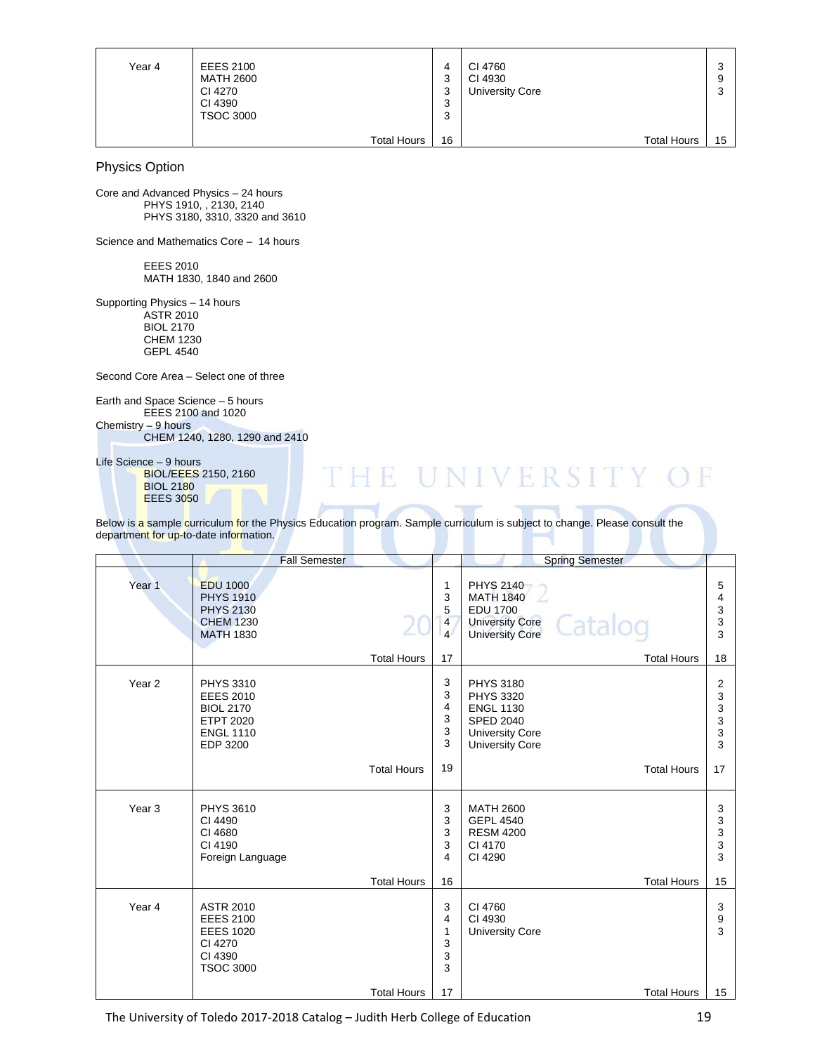| | | | | |
|---|---|---|---|---|
| Year 4 | EEES 2100<br>MATH 2600<br>CI 4270<br>CI 4390<br>TSOC 3000 | 4<br>3<br>3<br>3<br>3 | CI 4760<br>CI 4930<br>University Core | 3<br>9<br>3 |
| | Total Hours | 16 | Total Hours | 15 |

## Physics Option

Core and Advanced Physics – 24 hours
PHYS 1910, , 2130, 2140
PHYS 3180, 3310, 3320 and 3610

Science and Mathematics Core – 14 hours

EEES 2010
MATH 1830, 1840 and 2600

Supporting Physics – 14 hours
ASTR 2010
BIOL 2170
CHEM 1230
GEPL 4540

Second Core Area – Select one of three

Earth and Space Science – 5 hours
EEES 2100 and 1020

Chemistry – 9 hours
CHEM 1240, 1280, 1290 and 2410

Life Science – 9 hours
BIOL/EEES 2150, 2160
BIOL 2180
EEES 3050

Below is a sample curriculum for the Physics Education program. Sample curriculum is subject to change. Please consult the department for up-to-date information.

| | Fall Semester | | Spring Semester | |
|---|---|---|---|---|
| Year 1 | EDU 1000<br>PHYS 1910<br>PHYS 2130<br>CHEM 1230<br>MATH 1830 | 1<br>3<br>5<br>4<br>4 | PHYS 2140<br>MATH 1840<br>EDU 1700<br>University Core<br>University Core | 5<br>4<br>3<br>3<br>3 |
| | Total Hours | 17 | Total Hours | 18 |
| Year 2 | PHYS 3310<br>EEES 2010<br>BIOL 2170<br>ETPT 2020<br>ENGL 1110<br>EDP 3200 | 3<br>3<br>4<br>3<br>3<br>3 | PHYS 3180<br>PHYS 3320<br>ENGL 1130<br>SPED 2040<br>University Core<br>University Core | 2<br>3<br>3<br>3<br>3<br>3 |
| | Total Hours | 19 | Total Hours | 17 |
| Year 3 | PHYS 3610<br>CI 4490<br>CI 4680<br>CI 4190<br>Foreign Language | 3<br>3<br>3<br>3<br>4 | MATH 2600<br>GEPL 4540<br>RESM 4200<br>CI 4170<br>CI 4290 | 3<br>3<br>3<br>3<br>3 |
| | Total Hours | 16 | Total Hours | 15 |
| Year 4 | ASTR 2010<br>EEES 2100<br>EEES 1020<br>CI 4270<br>CI 4390<br>TSOC 3000 | 3<br>4<br>1<br>3<br>3<br>3 | CI 4760<br>CI 4930<br>University Core | 3<br>9<br>3 |
| | Total Hours | 17 | Total Hours | 15 |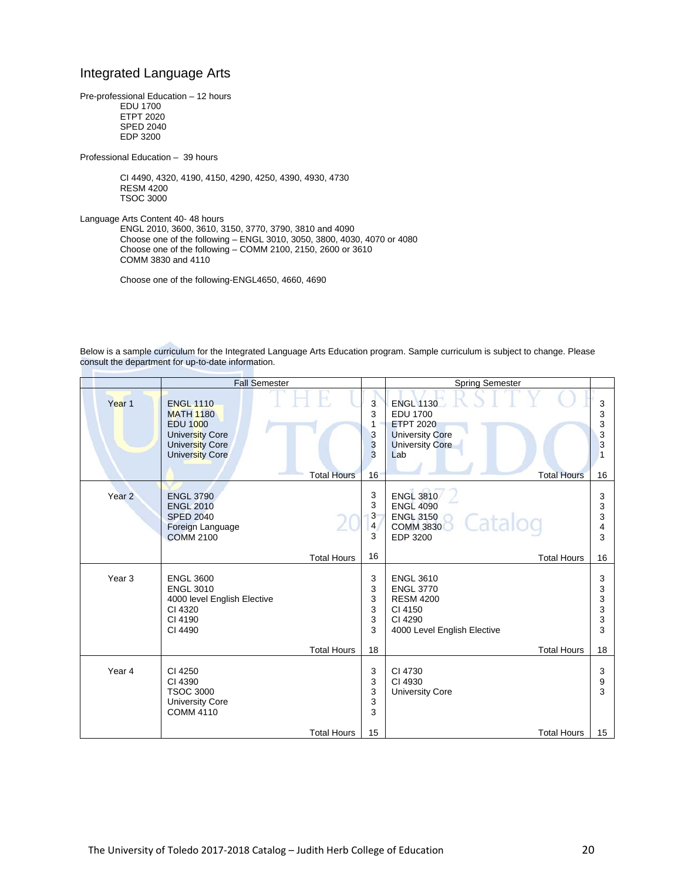# Integrated Language Arts

Pre-professional Education – 12 hours

- EDU 1700
- ETPT 2020
- SPED 2040
- EDP 3200

Professional Education – 39 hours

- CI 4490, 4320, 4190, 4150, 4290, 4250, 4390, 4930, 4730
- RESM 4200
- TSOC 3000

Language Arts Content 40- 48 hours

- ENGL 2010, 3600, 3610, 3150, 3770, 3790, 3810 and 4090
- Choose one of the following – ENGL 3010, 3050, 3800, 4030, 4070 or 4080
- Choose one of the following – COMM 2100, 2150, 2600 or 3610
- COMM 3830 and 4110

Choose one of the following-ENGL4650, 4660, 4690

Below is a sample curriculum for the Integrated Language Arts Education program. Sample curriculum is subject to change. Please consult the department for up-to-date information.

| | Fall Semester | | Spring Semester | |
|---|---|---|---|---|
| Year 1 | ENGL 1110 | 3 | ENGL 1130 | 3 |
| | MATH 1180 | 3 | EDU 1700 | 3 |
| | EDU 1000 | 1 | ETPT 2020 | 3 |
| | University Core | 3 | University Core | 3 |
| | University Core | 3 | University Core | 3 |
| | University Core | 3 | Lab | 1 |
| | Total Hours | 16 | Total Hours | 16 |
| Year 2 | ENGL 3790 | 3 | ENGL 3810 | 3 |
| | ENGL 2010 | 3 | ENGL 4090 | 3 |
| | SPED 2040 | 3 | ENGL 3150 | 3 |
| | Foreign Language | 4 | COMM 3830 | 4 |
| | COMM 2100 | 3 | EDP 3200 | 3 |
| | Total Hours | 16 | Total Hours | 16 |
| Year 3 | ENGL 3600 | 3 | ENGL 3610 | 3 |
| | ENGL 3010 | 3 | ENGL 3770 | 3 |
| | 4000 level English Elective | 3 | RESM 4200 | 3 |
| | CI 4320 | 3 | CI 4150 | 3 |
| | CI 4190 | 3 | CI 4290 | 3 |
| | CI 4490 | 3 | 4000 Level English Elective | 3 |
| | Total Hours | 18 | Total Hours | 18 |
| Year 4 | CI 4250 | 3 | CI 4730 | 3 |
| | CI 4390 | 3 | CI 4930 | 9 |
| | TSOC 3000 | 3 | University Core | 3 |
| | University Core | 3 | | |
| | COMM 4110 | 3 | | |
| | Total Hours | 15 | Total Hours | 15 |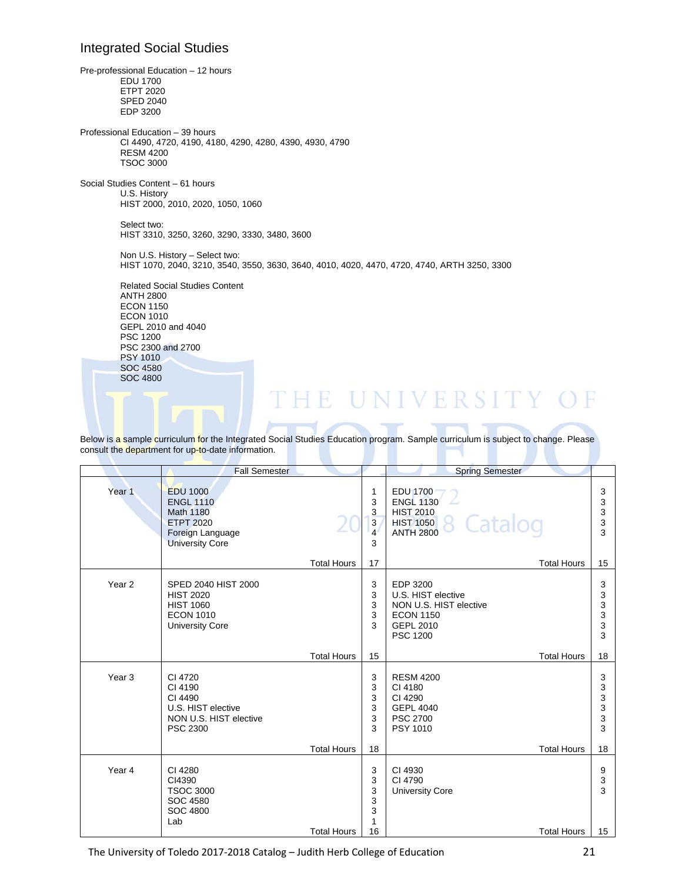# Integrated Social Studies

Pre-professional Education – 12 hours
- EDU 1700
- ETPT 2020
- SPED 2040
- EDP 3200

Professional Education – 39 hours
- CI 4490, 4720, 4190, 4180, 4290, 4280, 4390, 4930, 4790
- RESM 4200
- TSOC 3000

Social Studies Content – 61 hours

U.S. History
HIST 2000, 2010, 2020, 1050, 1060

Select two:
HIST 3310, 3250, 3260, 3290, 3330, 3480, 3600

Non U.S. History – Select two:
HIST 1070, 2040, 3210, 3540, 3550, 3630, 3640, 4010, 4020, 4470, 4720, 4740, ARTH 3250, 3300

Related Social Studies Content
- ANTH 2800
- ECON 1150
- ECON 1010
- GEPL 2010 and 4040
- PSC 1200
- PSC 2300 and 2700
- PSY 1010
- SOC 4580
- SOC 4800

Below is a sample curriculum for the Integrated Social Studies Education program. Sample curriculum is subject to change. Please consult the department for up-to-date information.

| | Fall Semester | | Spring Semester | |
|---|---|---|---|---|
| Year 1 | EDU 1000<br>ENGL 1110<br>Math 1180<br>ETPT 2020<br>Foreign Language<br>University Core | 1<br>3<br>3<br>3<br>4<br>3 | EDU 1700<br>ENGL 1130<br>HIST 2010<br>HIST 1050<br>ANTH 2800 | 3<br>3<br>3<br>3<br>3 |
| | Total Hours | 17 | Total Hours | 15 |
| Year 2 | SPED 2040 HIST 2000<br>HIST 2020<br>HIST 1060<br>ECON 1010<br>University Core | 3<br>3<br>3<br>3<br>3 | EDP 3200<br>U.S. HIST elective<br>NON U.S. HIST elective<br>ECON 1150<br>GEPL 2010<br>PSC 1200 | 3<br>3<br>3<br>3<br>3<br>3 |
| | Total Hours | 15 | Total Hours | 18 |
| Year 3 | CI 4720<br>CI 4190<br>CI 4490<br>U.S. HIST elective<br>NON U.S. HIST elective<br>PSC 2300 | 3<br>3<br>3<br>3<br>3<br>3 | RESM 4200<br>CI 4180<br>CI 4290<br>GEPL 4040<br>PSC 2700<br>PSY 1010 | 3<br>3<br>3<br>3<br>3<br>3 |
| | Total Hours | 18 | Total Hours | 18 |
| Year 4 | CI 4280<br>CI4390<br>TSOC 3000<br>SOC 4580<br>SOC 4800<br>Lab | 3<br>3<br>3<br>3<br>3<br>1 | CI 4930<br>CI 4790<br>University Core | 9<br>3<br>3 |
| | Total Hours | 16 | Total Hours | 15 |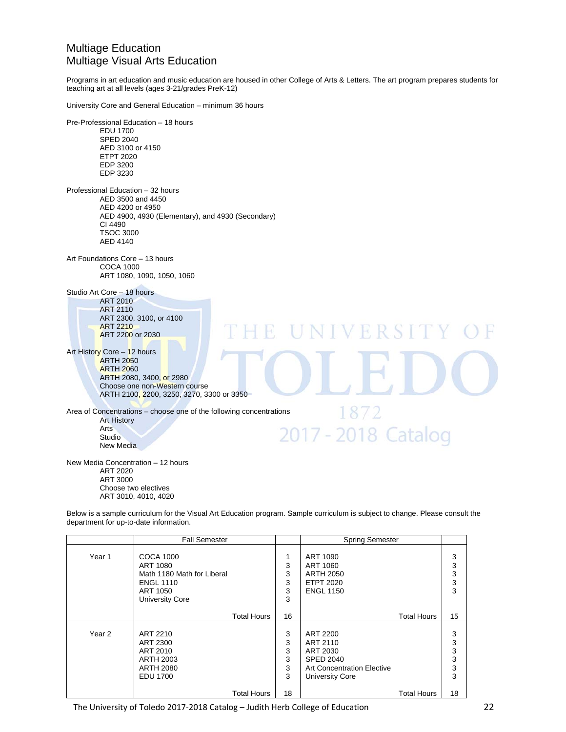## Multiage Education
## Multiage Visual Arts Education

Programs in art education and music education are housed in other College of Arts & Letters. The art program prepares students for teaching art at all levels (ages 3-21/grades PreK-12)

University Core and General Education – minimum 36 hours

Pre-Professional Education – 18 hours
- EDU 1700
- SPED 2040
- AED 3100 or 4150
- ETPT 2020
- EDP 3200
- EDP 3230

Professional Education – 32 hours
- AED 3500 and 4450
- AED 4200 or 4950
- AED 4900, 4930 (Elementary), and 4930 (Secondary)
- CI 4490
- TSOC 3000
- AED 4140

Art Foundations Core – 13 hours
- COCA 1000
- ART 1080, 1090, 1050, 1060

Studio Art Core – 18 hours
- ART 2010
- ART 2110
- ART 2300, 3100, or 4100
- ART 2210
- ART 2200 or 2030

Art History Core – 12 hours
- ARTH 2050
- ARTH 2060
- ARTH 2080, 3400, or 2980
- Choose one non-Western course
- ARTH 2100, 2200, 3250, 3270, 3300 or 3350

Area of Concentrations – choose one of the following concentrations
- Art History
- Arts
- Studio
- New Media

New Media Concentration – 12 hours
- ART 2020
- ART 3000
- Choose two electives
- ART 3010, 4010, 4020

Below is a sample curriculum for the Visual Art Education program. Sample curriculum is subject to change. Please consult the department for up-to-date information.

| | Fall Semester | | Spring Semester | |
|---|---|---|---|---|
| Year 1 | COCA 1000 | 1 | ART 1090 | 3 |
| | ART 1080 | 3 | ART 1060 | 3 |
| | Math 1180 Math for Liberal | 3 | ARTH 2050 | 3 |
| | ENGL 1110 | 3 | ETPT 2020 | 3 |
| | ART 1050 | 3 | ENGL 1150 | 3 |
| | University Core | 3 | | |
| | Total Hours | 16 | Total Hours | 15 |
| Year 2 | ART 2210 | 3 | ART 2200 | 3 |
| | ART 2300 | 3 | ART 2110 | 3 |
| | ART 2010 | 3 | ART 2030 | 3 |
| | ARTH 2003 | 3 | SPED 2040 | 3 |
| | ARTH 2080 | 3 | Art Concentration Elective | 3 |
| | EDU 1700 | 3 | University Core | 3 |
| | Total Hours | 18 | Total Hours | 18 |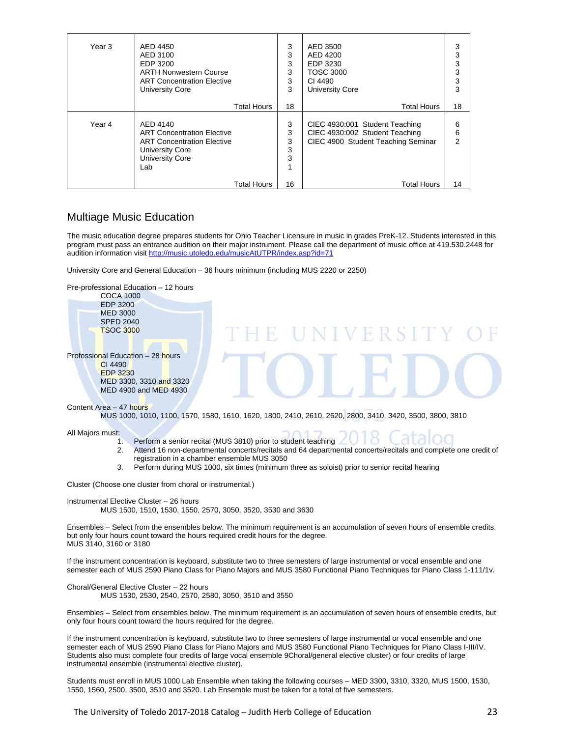| | | | | |
|---|---|---|---|---|
| Year 3 | AED 4450<br>AED 3100<br>EDP 3200<br>ARTH Nonwestern Course<br>ART Concentration Elective<br>University Core | 3<br>3<br>3<br>3<br>3<br>3 | AED 3500<br>AED 4200<br>EDP 3230<br>TOSC 3000<br>CI 4490<br>University Core | 3<br>3<br>3<br>3<br>3<br>3 |
| | Total Hours | 18 | Total Hours | 18 |
| Year 4 | AED 4140<br>ART Concentration Elective<br>ART Concentration Elective<br>University Core<br>University Core<br>Lab | 3<br>3<br>3<br>3<br>3<br>1 | CIEC 4930:001 Student Teaching<br>CIEC 4930:002 Student Teaching<br>CIEC 4900 Student Teaching Seminar | 6<br>6<br>2 |
| | Total Hours | 16 | Total Hours | 14 |

## Multiage Music Education

The music education degree prepares students for Ohio Teacher Licensure in music in grades PreK-12. Students interested in this program must pass an entrance audition on their major instrument. Please call the department of music office at 419.530.2448 for audition information visit http://music.utoledo.edu/musicAtUTPR/index.asp?id=71

University Core and General Education – 36 hours minimum (including MUS 2220 or 2250)

Pre-professional Education – 12 hours
- COCA 1000
- EDP 3200
- MED 3000
- SPED 2040
- TSOC 3000

Professional Education – 28 hours
- CI 4490
- EDP 3230
- MED 3300, 3310 and 3320
- MED 4900 and MED 4930

Content Area – 47 hours
- MUS 1000, 1010, 1100, 1570, 1580, 1610, 1620, 1800, 2410, 2610, 2620, 2800, 3410, 3420, 3500, 3800, 3810

All Majors must:
1. Perform a senior recital (MUS 3810) prior to student teaching
2. Attend 16 non-departmental concerts/recitals and 64 departmental concerts/recitals and complete one credit of registration in a chamber ensemble MUS 3050
3. Perform during MUS 1000, six times (minimum three as soloist) prior to senior recital hearing

Cluster (Choose one cluster from choral or instrumental.)

Instrumental Elective Cluster – 26 hours
- MUS 1500, 1510, 1530, 1550, 2570, 3050, 3520, 3530 and 3630

Ensembles – Select from the ensembles below. The minimum requirement is an accumulation of seven hours of ensemble credits, but only four hours count toward the hours required credit hours for the degree.
MUS 3140, 3160 or 3180

If the instrument concentration is keyboard, substitute two to three semesters of large instrumental or vocal ensemble and one semester each of MUS 2590 Piano Class for Piano Majors and MUS 3580 Functional Piano Techniques for Piano Class 1-111/1v.

Choral/General Elective Cluster – 22 hours
- MUS 1530, 2530, 2540, 2570, 2580, 3050, 3510 and 3550

Ensembles – Select from ensembles below. The minimum requirement is an accumulation of seven hours of ensemble credits, but only four hours count toward the hours required for the degree.

If the instrument concentration is keyboard, substitute two to three semesters of large instrumental or vocal ensemble and one semester each of MUS 2590 Piano Class for Piano Majors and MUS 3580 Functional Piano Techniques for Piano Class I-III/IV. Students also must complete four credits of large vocal ensemble 9Choral/general elective cluster) or four credits of large instrumental ensemble (instrumental elective cluster).

Students must enroll in MUS 1000 Lab Ensemble when taking the following courses – MED 3300, 3310, 3320, MUS 1500, 1530, 1550, 1560, 2500, 3500, 3510 and 3520. Lab Ensemble must be taken for a total of five semesters.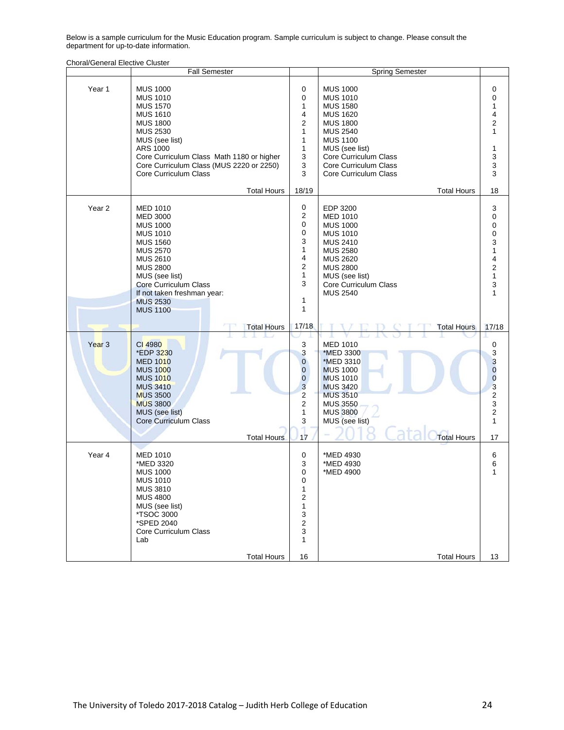Below is a sample curriculum for the Music Education program. Sample curriculum is subject to change. Please consult the department for up-to-date information.

Choral/General Elective Cluster

| | Fall Semester | | Spring Semester | |
|---|---|---|---|---|
| Year 1 | MUS 1000 | 0 | MUS 1000 | 0 |
| | MUS 1010 | 0 | MUS 1010 | 0 |
| | MUS 1570 | 1 | MUS 1580 | 1 |
| | MUS 1610 | 4 | MUS 1620 | 4 |
| | MUS 1800 | 2 | MUS 1800 | 2 |
| | MUS 2530 | 1 | MUS 2540 | 1 |
| | MUS (see list) | 1 | MUS 1100 | |
| | ARS 1000 | 1 | MUS (see list) | 1 |
| | Core Curriculum Class Math 1180 or higher | 3 | Core Curriculum Class | 3 |
| | Core Curriculum Class (MUS 2220 or 2250) | 3 | Core Curriculum Class | 3 |
| | Core Curriculum Class | 3 | Core Curriculum Class | 3 |
| | Total Hours | 18/19 | Total Hours | 18 |
| Year 2 | MED 1010 | 0 | EDP 3200 | 3 |
| | MED 3000 | 2 | MED 1010 | 0 |
| | MUS 1000 | 0 | MUS 1000 | 0 |
| | MUS 1010 | 0 | MUS 1010 | 0 |
| | MUS 1560 | 3 | MUS 2410 | 3 |
| | MUS 2570 | 1 | MUS 2580 | 1 |
| | MUS 2610 | 4 | MUS 2620 | 4 |
| | MUS 2800 | 2 | MUS 2800 | 2 |
| | MUS (see list) | 1 | MUS (see list) | 1 |
| | Core Curriculum Class | 3 | Core Curriculum Class | 3 |
| | If not taken freshman year: | | MUS 2540 | 1 |
| | MUS 2530 | 1 | | |
| | MUS 1100 | 1 | | |
| | Total Hours | 17/18 | Total Hours | 17/18 |
| Year 3 | CI 4980 | 3 | MED 1010 | 0 |
| | *EDP 3230 | 3 | *MED 3300 | 3 |
| | MED 1010 | 0 | *MED 3310 | 3 |
| | MUS 1000 | 0 | MUS 1000 | 0 |
| | MUS 1010 | 0 | MUS 1010 | 0 |
| | MUS 3410 | 3 | MUS 3420 | 3 |
| | MUS 3500 | 2 | MUS 3510 | 2 |
| | MUS 3800 | 2 | MUS 3550 | 3 |
| | MUS (see list) | 1 | MUS 3800 | 2 |
| | Core Curriculum Class | 3 | MUS (see list) | 1 |
| | Total Hours | 17 | Total Hours | 17 |
| Year 4 | MED 1010 | 0 | *MED 4930 | 6 |
| | *MED 3320 | 3 | *MED 4930 | 6 |
| | MUS 1000 | 0 | *MED 4900 | 1 |
| | MUS 1010 | 0 | | |
| | MUS 3810 | 1 | | |
| | MUS 4800 | 2 | | |
| | MUS (see list) | 1 | | |
| | *TSOC 3000 | 3 | | |
| | *SPED 2040 | 2 | | |
| | Core Curriculum Class | 3 | | |
| | Lab | 1 | | |
| | Total Hours | 16 | Total Hours | 13 |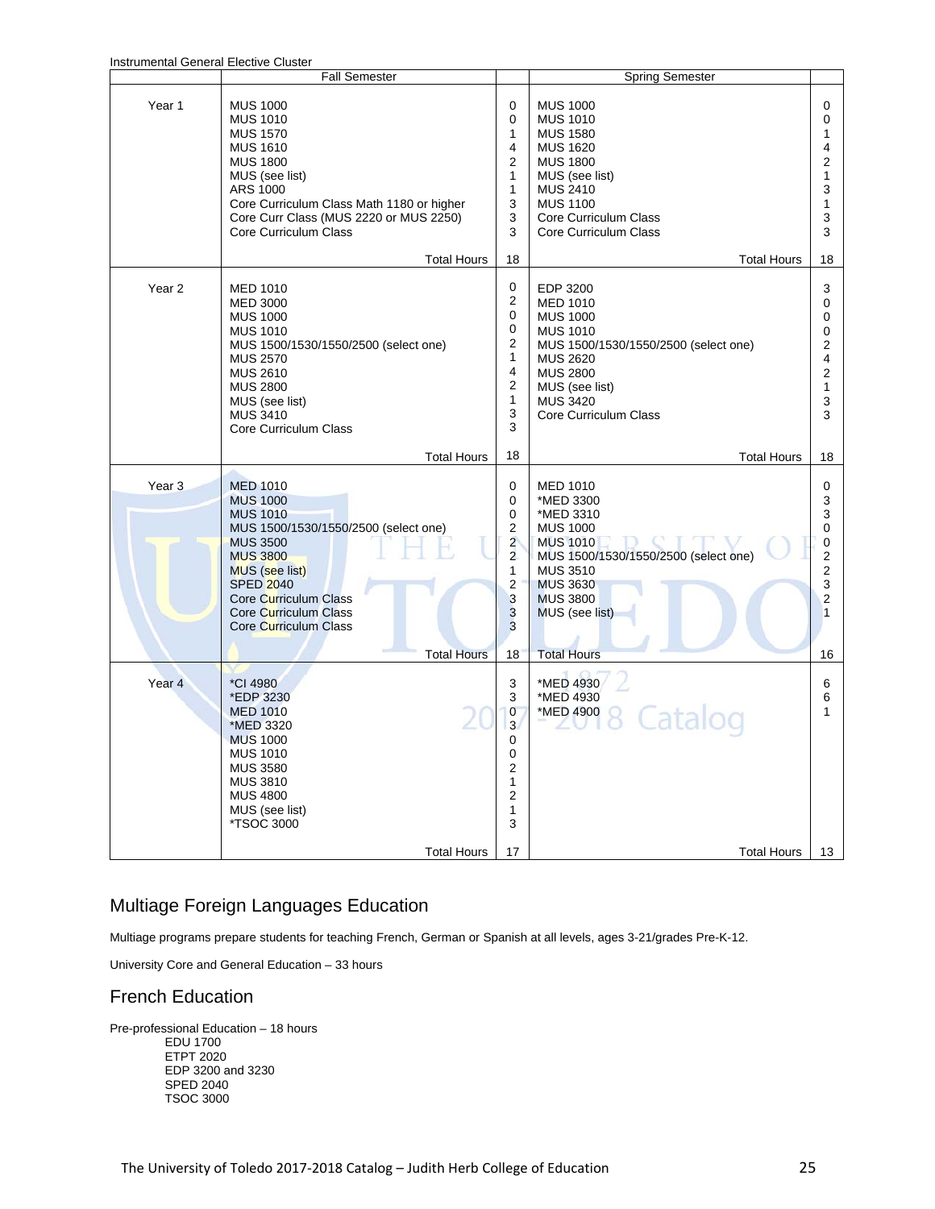Instrumental General Elective Cluster

| | Fall Semester | | Spring Semester | |
|---|---|---|---|---|
| Year 1 | MUS 1000 | 0 | MUS 1000 | 0 |
| | MUS 1010 | 0 | MUS 1010 | 0 |
| | MUS 1570 | 1 | MUS 1580 | 1 |
| | MUS 1610 | 4 | MUS 1620 | 4 |
| | MUS 1800 | 2 | MUS 1800 | 2 |
| | MUS (see list) | 1 | MUS (see list) | 1 |
| | ARS 1000 | 1 | MUS 2410 | 3 |
| | Core Curriculum Class Math 1180 or higher | 3 | MUS 1100 | 1 |
| | Core Curr Class (MUS 2220 or MUS 2250) | 3 | Core Curriculum Class | 3 |
| | Core Curriculum Class | 3 | Core Curriculum Class | 3 |
| | Total Hours | 18 | Total Hours | 18 |
| Year 2 | MED 1010 | 0 | EDP 3200 | 3 |
| | MED 3000 | 2 | MED 1010 | 0 |
| | MUS 1000 | 0 | MUS 1000 | 0 |
| | MUS 1010 | 0 | MUS 1010 | 0 |
| | MUS 1500/1530/1550/2500 (select one) | 2 | MUS 1500/1530/1550/2500 (select one) | 2 |
| | MUS 2570 | 1 | MUS 2620 | 4 |
| | MUS 2610 | 4 | MUS 2800 | 2 |
| | MUS 2800 | 2 | MUS (see list) | 1 |
| | MUS (see list) | 1 | MUS 3420 | 3 |
| | MUS 3410 | 3 | Core Curriculum Class | 3 |
| | Core Curriculum Class | 3 | | |
| | Total Hours | 18 | Total Hours | 18 |
| Year 3 | MED 1010 | 0 | MED 1010 | 0 |
| | MUS 1000 | 0 | *MED 3300 | 3 |
| | MUS 1010 | 0 | *MED 3310 | 3 |
| | MUS 1500/1530/1550/2500 (select one) | 2 | MUS 1000 | 0 |
| | MUS 3500 | 2 | MUS 1010 | 0 |
| | MUS 3800 | 2 | MUS 1500/1530/1550/2500 (select one) | 2 |
| | MUS (see list) | 1 | MUS 3510 | 2 |
| | SPED 2040 | 2 | MUS 3630 | 3 |
| | Core Curriculum Class | 3 | MUS 3800 | 2 |
| | Core Curriculum Class | 3 | MUS (see list) | 1 |
| | Core Curriculum Class | 3 | | |
| | Total Hours | 18 | Total Hours | 16 |
| Year 4 | *CI 4980 | 3 | *MED 4930 | 6 |
| | *EDP 3230 | 3 | *MED 4930 | 6 |
| | MED 1010 | 0 | *MED 4900 | 1 |
| | *MED 3320 | 3 | | |
| | MUS 1000 | 0 | | |
| | MUS 1010 | 0 | | |
| | MUS 3580 | 2 | | |
| | MUS 3810 | 1 | | |
| | MUS 4800 | 2 | | |
| | MUS (see list) | 1 | | |
| | *TSOC 3000 | 3 | | |
| | Total Hours | 17 | Total Hours | 13 |

## Multiage Foreign Languages Education

Multiage programs prepare students for teaching French, German or Spanish at all levels, ages 3-21/grades Pre-K-12.

University Core and General Education – 33 hours

## French Education

Pre-professional Education – 18 hours
- EDU 1700
- ETPT 2020
- EDP 3200 and 3230
- SPED 2040
- TSOC 3000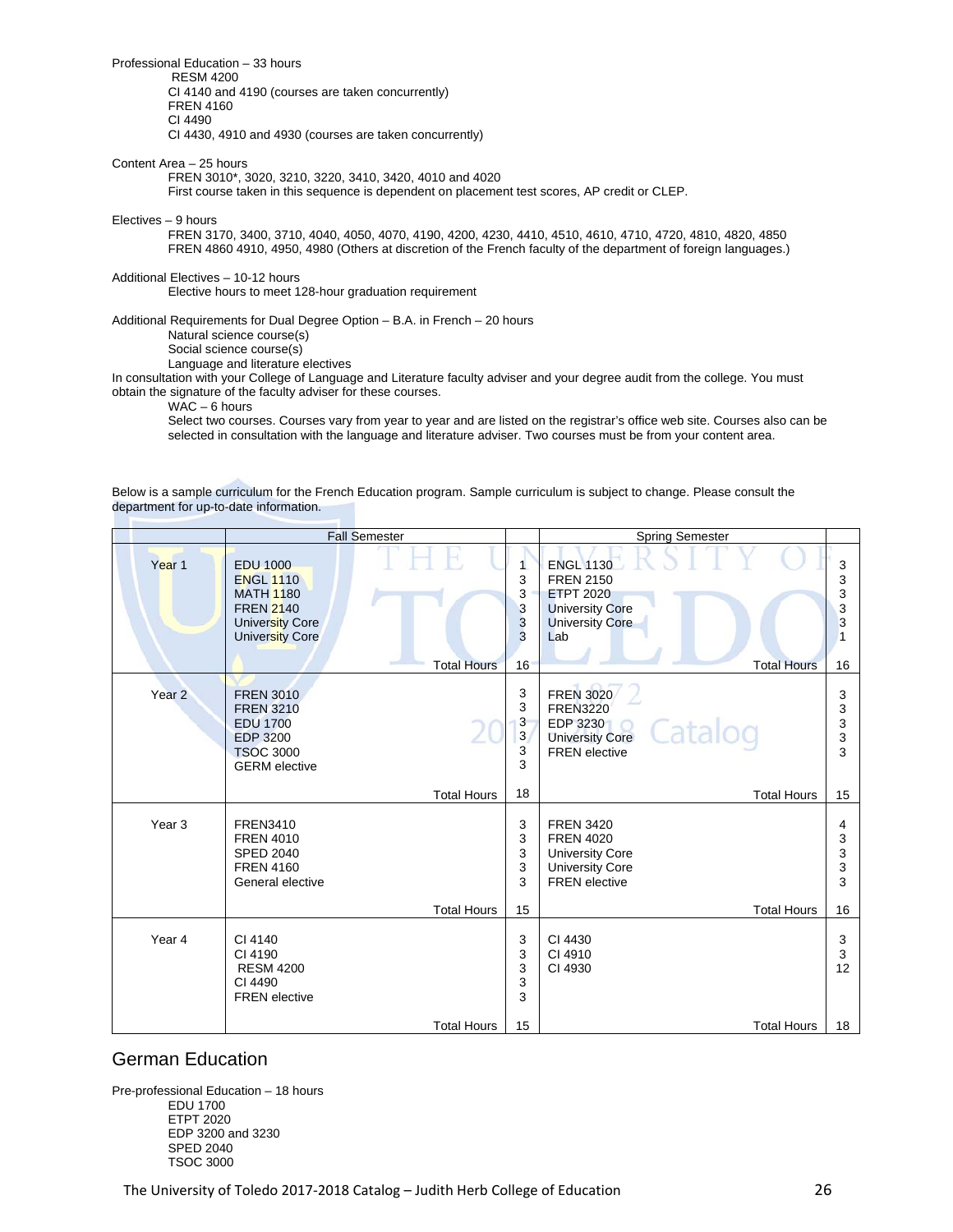Professional Education – 33 hours

- RESM 4200
- CI 4140 and 4190 (courses are taken concurrently)
- FREN 4160
- CI 4490
- CI 4430, 4910 and 4930 (courses are taken concurrently)

Content Area – 25 hours

- FREN 3010*, 3020, 3210, 3220, 3410, 3420, 4010 and 4020
- First course taken in this sequence is dependent on placement test scores, AP credit or CLEP.

Electives – 9 hours

- FREN 3170, 3400, 3710, 4040, 4050, 4070, 4190, 4200, 4230, 4410, 4510, 4610, 4710, 4720, 4810, 4820, 4850 FREN 4860 4910, 4950, 4980 (Others at discretion of the French faculty of the department of foreign languages.)

Additional Electives – 10-12 hours

- Elective hours to meet 128-hour graduation requirement

Additional Requirements for Dual Degree Option – B.A. in French – 20 hours

- Natural science course(s)
- Social science course(s)
- Language and literature electives

In consultation with your College of Language and Literature faculty adviser and your degree audit from the college. You must obtain the signature of the faculty adviser for these courses.

- WAC – 6 hours
- Select two courses. Courses vary from year to year and are listed on the registrar's office web site. Courses also can be selected in consultation with the language and literature adviser. Two courses must be from your content area.

Below is a sample curriculum for the French Education program. Sample curriculum is subject to change. Please consult the department for up-to-date information.

| | Fall Semester | | Spring Semester | |
|---|---|---|---|---|
| Year 1 | EDU 1000<br>ENGL 1110<br>MATH 1180<br>FREN 2140<br>University Core<br>University Core | 1<br>3<br>3<br>3<br>3<br>3 | ENGL 1130<br>FREN 2150<br>ETPT 2020<br>University Core<br>University Core<br>Lab | 3<br>3<br>3<br>3<br>3<br>1 |
| | Total Hours | 16 | Total Hours | 16 |
| Year 2 | FREN 3010<br>FREN 3210<br>EDU 1700<br>EDP 3200<br>TSOC 3000<br>GERM elective | 3<br>3<br>3<br>3<br>3<br>3 | FREN 3020<br>FREN3220<br>EDP 3230<br>University Core<br>FREN elective | 3<br>3<br>3<br>3<br>3 |
| | Total Hours | 18 | Total Hours | 15 |
| Year 3 | FREN3410<br>FREN 4010<br>SPED 2040<br>FREN 4160<br>General elective | 3<br>3<br>3<br>3<br>3 | FREN 3420<br>FREN 4020<br>University Core<br>University Core<br>FREN elective | 4<br>3<br>3<br>3<br>3 |
| | Total Hours | 15 | Total Hours | 16 |
| Year 4 | CI 4140<br>CI 4190<br>RESM 4200<br>CI 4490<br>FREN elective | 3<br>3<br>3<br>3<br>3 | CI 4430<br>CI 4910<br>CI 4930 | 3<br>3<br>12 |
| | Total Hours | 15 | Total Hours | 18 |

## German Education

Pre-professional Education – 18 hours

- EDU 1700
- ETPT 2020
- EDP 3200 and 3230
- SPED 2040
- TSOC 3000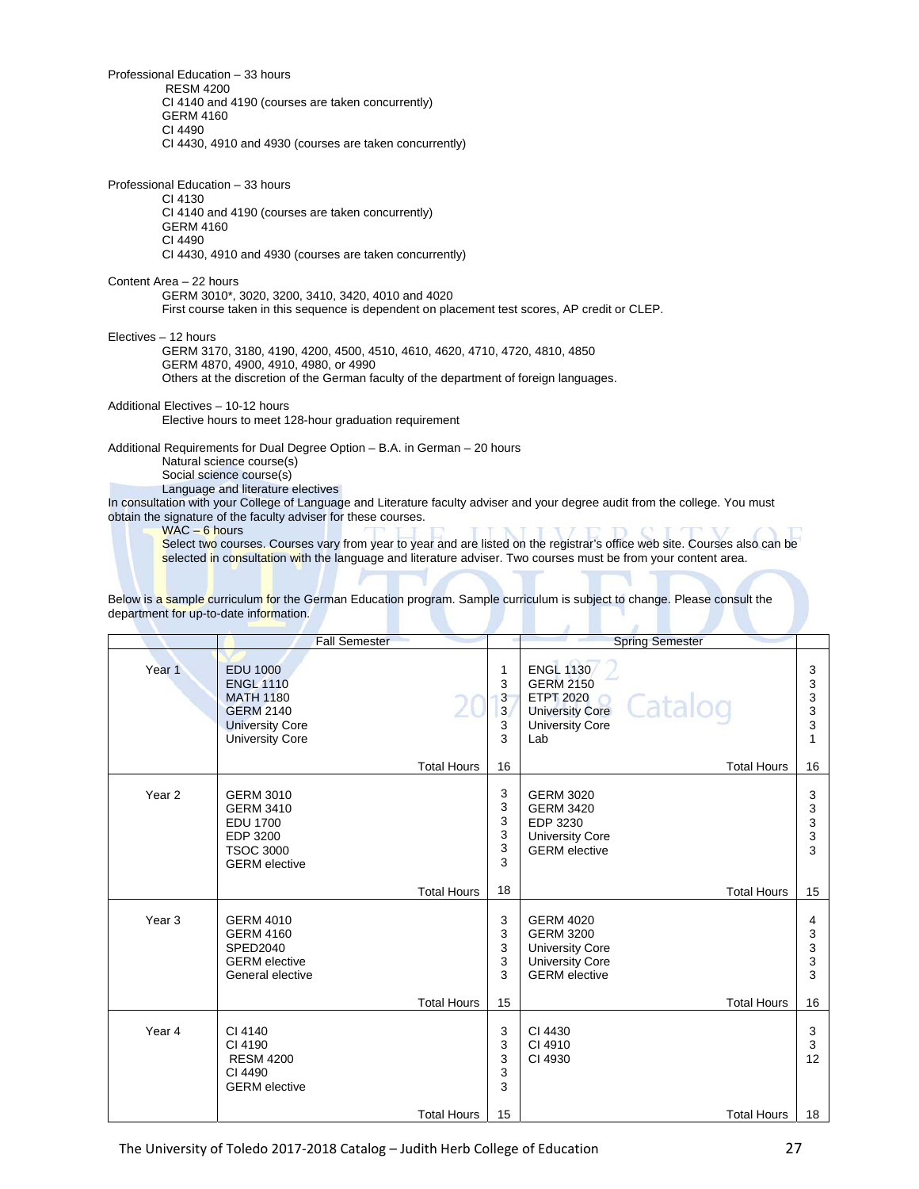Professional Education – 33 hours

- RESM 4200
- CI 4140 and 4190 (courses are taken concurrently)
- GERM 4160
- CI 4490
- CI 4430, 4910 and 4930 (courses are taken concurrently)

Professional Education – 33 hours

- CI 4130
- CI 4140 and 4190 (courses are taken concurrently)
- GERM 4160
- CI 4490
- CI 4430, 4910 and 4930 (courses are taken concurrently)

Content Area – 22 hours

GERM 3010*, 3020, 3200, 3410, 3420, 4010 and 4020
First course taken in this sequence is dependent on placement test scores, AP credit or CLEP.

Electives – 12 hours

GERM 3170, 3180, 4190, 4200, 4500, 4510, 4610, 4620, 4710, 4720, 4810, 4850
GERM 4870, 4900, 4910, 4980, or 4990
Others at the discretion of the German faculty of the department of foreign languages.

Additional Electives – 10-12 hours

Elective hours to meet 128-hour graduation requirement

Additional Requirements for Dual Degree Option – B.A. in German – 20 hours

- Natural science course(s)
- Social science course(s)
- Language and literature electives

In consultation with your College of Language and Literature faculty adviser and your degree audit from the college. You must obtain the signature of the faculty adviser for these courses.

WAC – 6 hours

Select two courses. Courses vary from year to year and are listed on the registrar's office web site. Courses also can be selected in consultation with the language and literature adviser. Two courses must be from your content area.

Below is a sample curriculum for the German Education program. Sample curriculum is subject to change. Please consult the department for up-to-date information.

| | Fall Semester | | Spring Semester | |
|---|---|---|---|---|
| Year 1 | EDU 1000 | 1 | ENGL 1130 | 3 |
| | ENGL 1110 | 3 | GERM 2150 | 3 |
| | MATH 1180 | 3 | ETPT 2020 | 3 |
| | GERM 2140 | 3 | University Core | 3 |
| | University Core | 3 | University Core | 3 |
| | University Core | 3 | Lab | 1 |
| | Total Hours | 16 | Total Hours | 16 |
| Year 2 | GERM 3010 | 3 | GERM 3020 | 3 |
| | GERM 3410 | 3 | GERM 3420 | 3 |
| | EDU 1700 | 3 | EDP 3230 | 3 |
| | EDP 3200 | 3 | University Core | 3 |
| | TSOC 3000 | 3 | GERM elective | 3 |
| | GERM elective | 3 | | |
| | Total Hours | 18 | Total Hours | 15 |
| Year 3 | GERM 4010 | 3 | GERM 4020 | 4 |
| | GERM 4160 | 3 | GERM 3200 | 3 |
| | SPED2040 | 3 | University Core | 3 |
| | GERM elective | 3 | University Core | 3 |
| | General elective | 3 | GERM elective | 3 |
| | Total Hours | 15 | Total Hours | 16 |
| Year 4 | CI 4140 | 3 | CI 4430 | 3 |
| | CI 4190 | 3 | CI 4910 | 3 |
| | RESM 4200 | 3 | CI 4930 | 12 |
| | CI 4490 | 3 | | |
| | GERM elective | 3 | | |
| | Total Hours | 15 | Total Hours | 18 |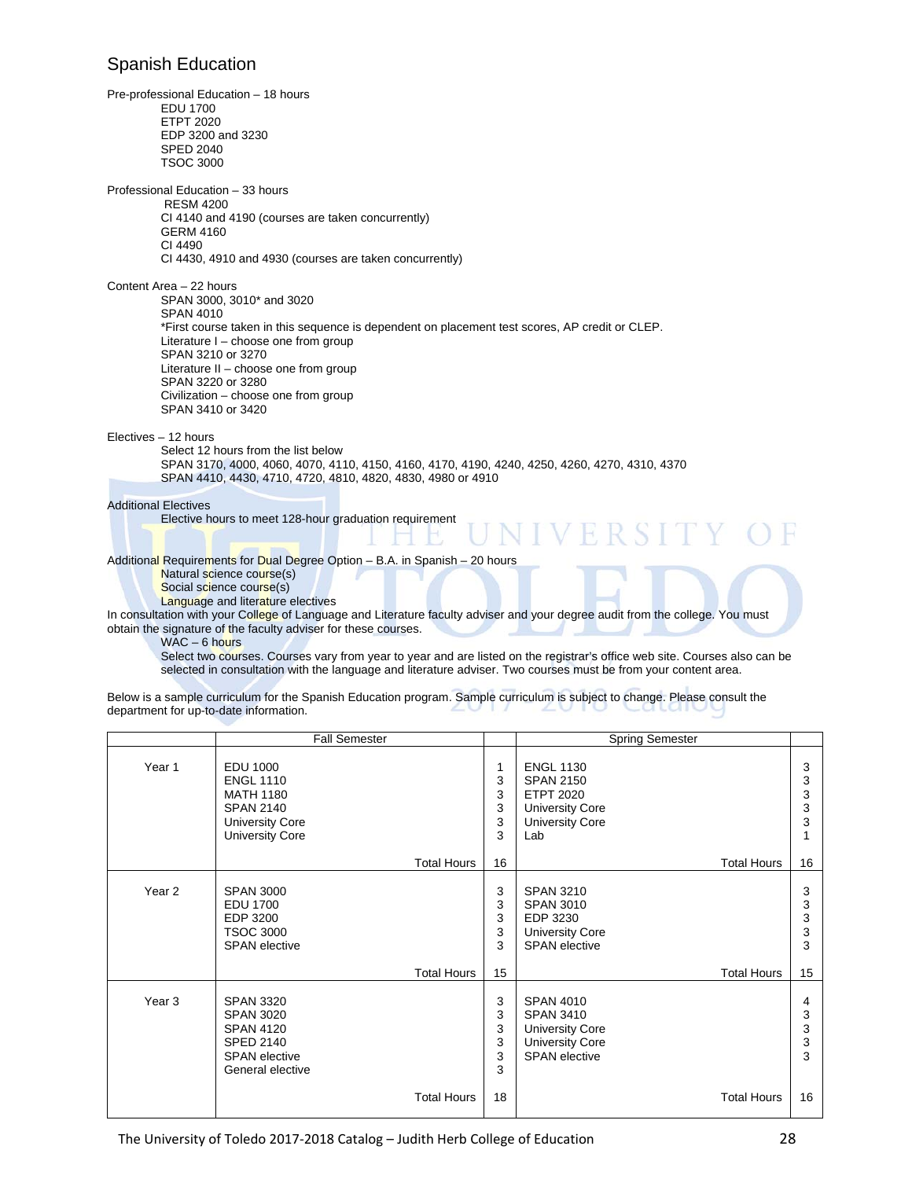## Spanish Education

Pre-professional Education – 18 hours

- EDU 1700
- ETPT 2020
- EDP 3200 and 3230
- SPED 2040
- TSOC 3000

Professional Education – 33 hours

- RESM 4200
- CI 4140 and 4190 (courses are taken concurrently)
- GERM 4160
- CI 4490
- CI 4430, 4910 and 4930 (courses are taken concurrently)

Content Area – 22 hours

- SPAN 3000, 3010* and 3020
- SPAN 4010
- *First course taken in this sequence is dependent on placement test scores, AP credit or CLEP.
- Literature I – choose one from group
- SPAN 3210 or 3270
- Literature II – choose one from group
- SPAN 3220 or 3280
- Civilization – choose one from group
- SPAN 3410 or 3420

Electives – 12 hours

- Select 12 hours from the list below
- SPAN 3170, 4000, 4060, 4070, 4110, 4150, 4160, 4170, 4190, 4240, 4250, 4260, 4270, 4310, 4370
- SPAN 4410, 4430, 4710, 4720, 4810, 4820, 4830, 4980 or 4910

Additional Electives

- Elective hours to meet 128-hour graduation requirement

Additional Requirements for Dual Degree Option – B.A. in Spanish – 20 hours

- Natural science course(s)
- Social science course(s)
- Language and literature electives

In consultation with your College of Language and Literature faculty adviser and your degree audit from the college. You must obtain the signature of the faculty adviser for these courses.

- WAC – 6 hours
- Select two courses. Courses vary from year to year and are listed on the registrar's office web site. Courses also can be selected in consultation with the language and literature adviser. Two courses must be from your content area.

Below is a sample curriculum for the Spanish Education program. Sample curriculum is subject to change. Please consult the department for up-to-date information.

| | Fall Semester | | Spring Semester | |
|---|---|---|---|---|
| Year 1 | EDU 1000 | 1 | ENGL 1130 | 3 |
| | ENGL 1110 | 3 | SPAN 2150 | 3 |
| | MATH 1180 | 3 | ETPT 2020 | 3 |
| | SPAN 2140 | 3 | University Core | 3 |
| | University Core | 3 | University Core | 3 |
| | University Core | 3 | Lab | 1 |
| | Total Hours | 16 | Total Hours | 16 |
| Year 2 | SPAN 3000 | 3 | SPAN 3210 | 3 |
| | EDU 1700 | 3 | SPAN 3010 | 3 |
| | EDP 3200 | 3 | EDP 3230 | 3 |
| | TSOC 3000 | 3 | University Core | 3 |
| | SPAN elective | 3 | SPAN elective | 3 |
| | Total Hours | 15 | Total Hours | 15 |
| Year 3 | SPAN 3320 | 3 | SPAN 4010 | 4 |
| | SPAN 3020 | 3 | SPAN 3410 | 3 |
| | SPAN 4120 | 3 | University Core | 3 |
| | SPED 2140 | 3 | University Core | 3 |
| | SPAN elective | 3 | SPAN elective | 3 |
| | General elective | 3 | | |
| | Total Hours | 18 | Total Hours | 16 |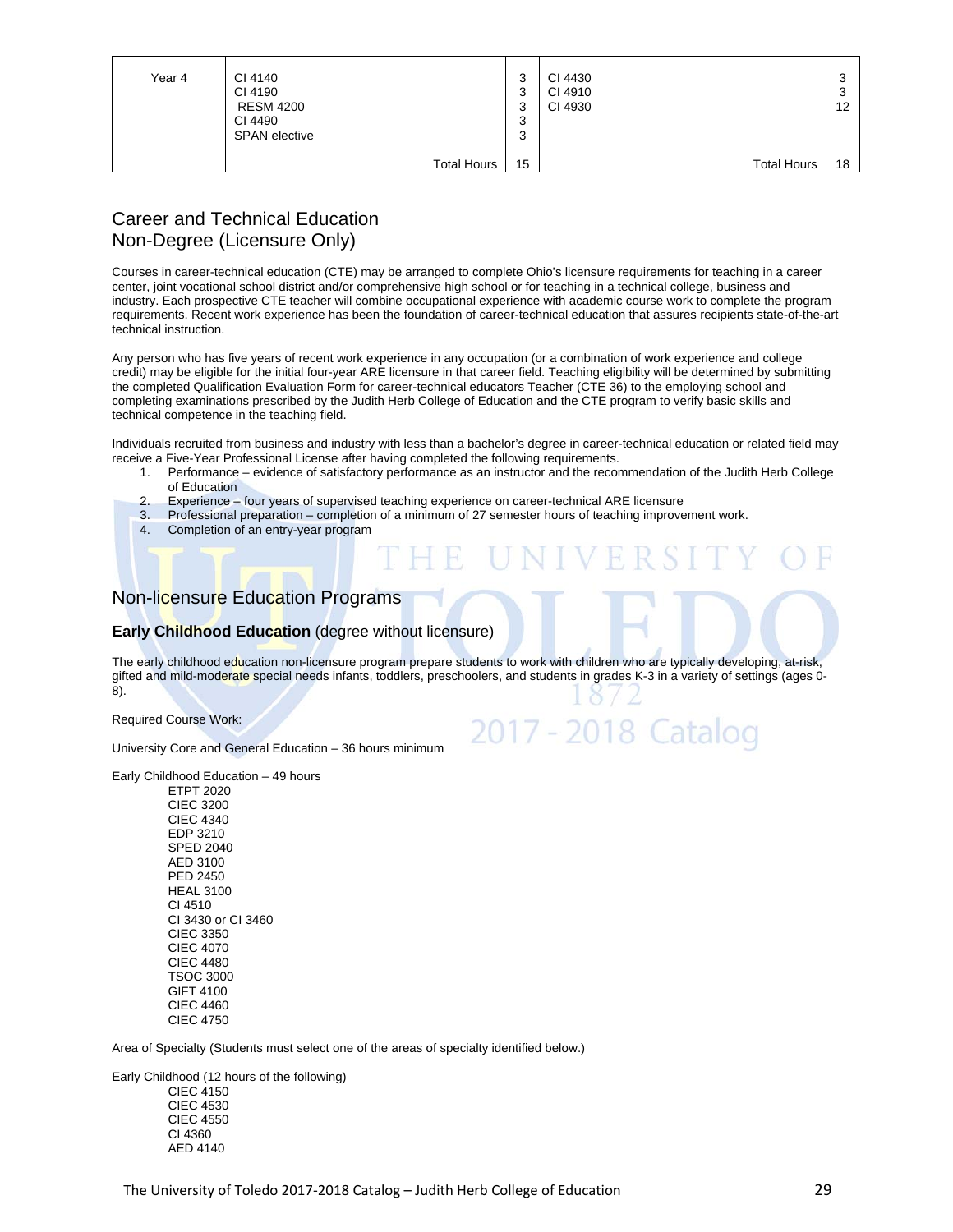| Year 4 | CI 4140<br>CI 4190<br>RESM 4200<br>CI 4490<br>SPAN elective | 3<br>3<br>3<br>3<br>3 | CI 4430<br>CI 4910<br>CI 4930 | 3<br>3<br>12 |
|---|---|---|---|---|
| | Total Hours | 15 | Total Hours | 18 |

## Career and Technical Education Non-Degree (Licensure Only)

Courses in career-technical education (CTE) may be arranged to complete Ohio's licensure requirements for teaching in a career center, joint vocational school district and/or comprehensive high school or for teaching in a technical college, business and industry. Each prospective CTE teacher will combine occupational experience with academic course work to complete the program requirements. Recent work experience has been the foundation of career-technical education that assures recipients state-of-the-art technical instruction.

Any person who has five years of recent work experience in any occupation (or a combination of work experience and college credit) may be eligible for the initial four-year ARE licensure in that career field. Teaching eligibility will be determined by submitting the completed Qualification Evaluation Form for career-technical educators Teacher (CTE 36) to the employing school and completing examinations prescribed by the Judith Herb College of Education and the CTE program to verify basic skills and technical competence in the teaching field.

Individuals recruited from business and industry with less than a bachelor's degree in career-technical education or related field may receive a Five-Year Professional License after having completed the following requirements.

1. Performance – evidence of satisfactory performance as an instructor and the recommendation of the Judith Herb College of Education
2. Experience – four years of supervised teaching experience on career-technical ARE licensure
3. Professional preparation – completion of a minimum of 27 semester hours of teaching improvement work.
4. Completion of an entry-year program

## Non-licensure Education Programs

### **Early Childhood Education** (degree without licensure)

The early childhood education non-licensure program prepare students to work with children who are typically developing, at-risk, gifted and mild-moderate special needs infants, toddlers, preschoolers, and students in grades K-3 in a variety of settings (ages 0-8).

Required Course Work:

University Core and General Education – 36 hours minimum

Early Childhood Education – 49 hours

- ETPT 2020
- CIEC 3200
- CIEC 4340
- EDP 3210
- SPED 2040
- AED 3100
- PED 2450
- HEAL 3100
- CI 4510
- CI 3430 or CI 3460
- CIEC 3350
- CIEC 4070
- CIEC 4480
- TSOC 3000
- GIFT 4100
- CIEC 4460
- CIEC 4750

Area of Specialty (Students must select one of the areas of specialty identified below.)

Early Childhood (12 hours of the following)

- CIEC 4150
- CIEC 4530
- CIEC 4550
- CI 4360
- AED 4140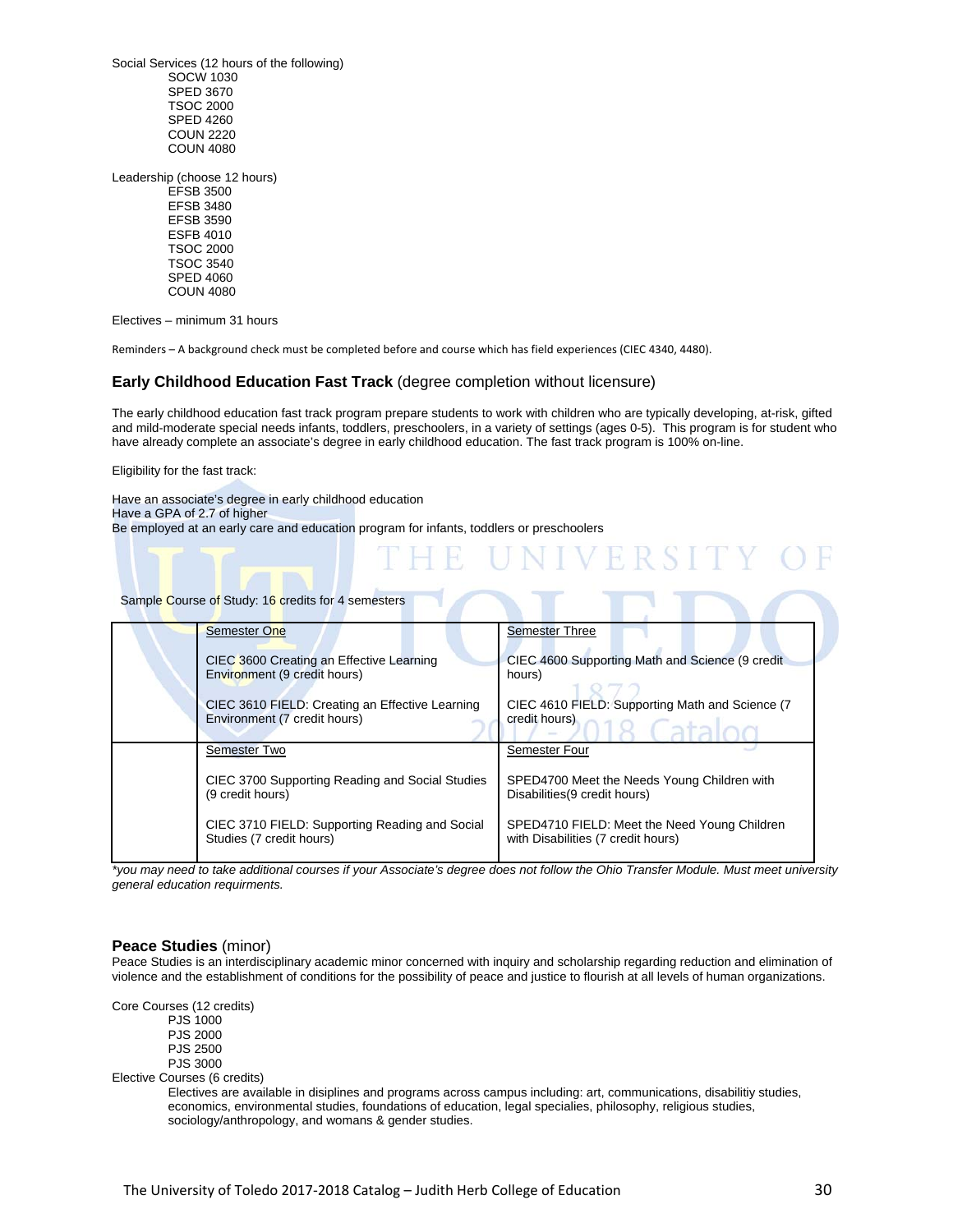Social Services (12 hours of the following)

- SOCW 1030
- SPED 3670
- TSOC 2000
- SPED 4260
- COUN 2220
- COUN 4080

Leadership (choose 12 hours)

- EFSB 3500
- EFSB 3480
- EFSB 3590
- ESFB 4010
- TSOC 2000
- TSOC 3540
- SPED 4060
- COUN 4080

Electives – minimum 31 hours

Reminders – A background check must be completed before and course which has field experiences (CIEC 4340, 4480).

### **Early Childhood Education Fast Track** (degree completion without licensure)

The early childhood education fast track program prepare students to work with children who are typically developing, at-risk, gifted and mild-moderate special needs infants, toddlers, preschoolers, in a variety of settings (ages 0-5). This program is for student who have already complete an associate's degree in early childhood education. The fast track program is 100% on-line.

Eligibility for the fast track:

Have an associate's degree in early childhood education
Have a GPA of 2.7 of higher
Be employed at an early care and education program for infants, toddlers or preschoolers

Sample Course of Study: 16 credits for 4 semesters

| | | |
|---|---|---|
| | Semester One<br><br>CIEC 3600 Creating an Effective Learning Environment (9 credit hours)<br><br>CIEC 3610 FIELD: Creating an Effective Learning Environment (7 credit hours) | Semester Three<br><br>CIEC 4600 Supporting Math and Science (9 credit hours)<br><br>CIEC 4610 FIELD: Supporting Math and Science (7 credit hours) |
| | Semester Two<br><br>CIEC 3700 Supporting Reading and Social Studies (9 credit hours)<br><br>CIEC 3710 FIELD: Supporting Reading and Social Studies (7 credit hours) | Semester Four<br><br>SPED4700 Meet the Needs Young Children with Disabilities(9 credit hours)<br><br>SPED4710 FIELD: Meet the Need Young Children with Disabilities (7 credit hours) |

*\*you may need to take additional courses if your Associate's degree does not follow the Ohio Transfer Module. Must meet university general education requirments.*

### **Peace Studies** (minor)

Peace Studies is an interdisciplinary academic minor concerned with inquiry and scholarship regarding reduction and elimination of violence and the establishment of conditions for the possibility of peace and justice to flourish at all levels of human organizations.

Core Courses (12 credits)

- PJS 1000
- PJS 2000
- PJS 2500
- PJS 3000

Elective Courses (6 credits)

Electives are available in disiplines and programs across campus including: art, communications, disabilitiy studies, economics, environmental studies, foundations of education, legal specialies, philosophy, religious studies, sociology/anthropology, and womans & gender studies.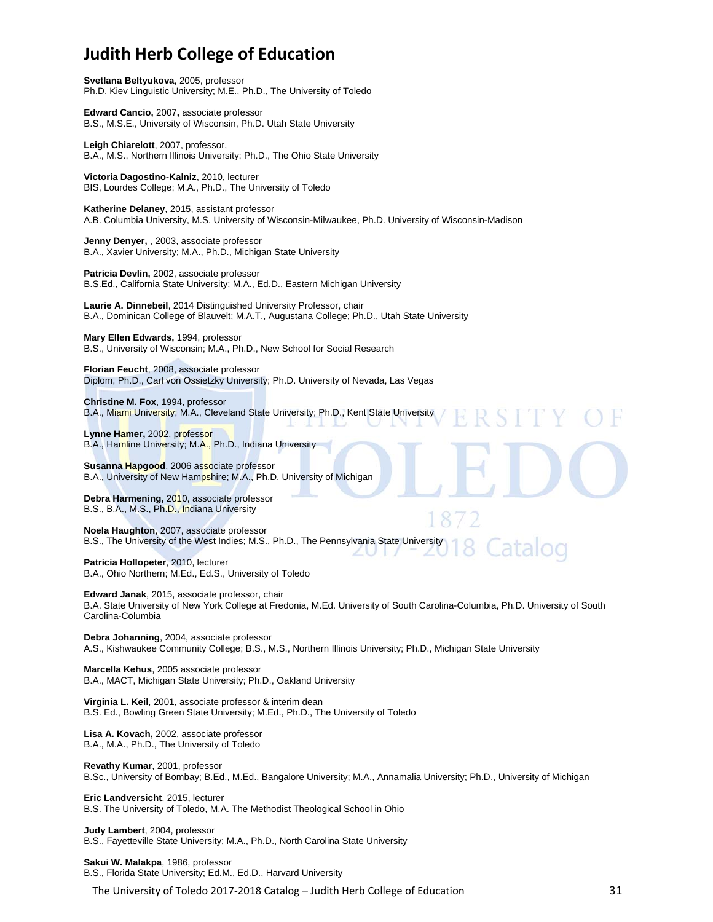# Judith Herb College of Education

**Svetlana Beltyukova**, 2005, professor
Ph.D. Kiev Linguistic University; M.E., Ph.D., The University of Toledo

**Edward Cancio,** 2007**,** associate professor
B.S., M.S.E., University of Wisconsin, Ph.D. Utah State University

**Leigh Chiarelott**, 2007, professor,
B.A., M.S., Northern Illinois University; Ph.D., The Ohio State University

**Victoria Dagostino-Kalniz**, 2010, lecturer
BIS, Lourdes College; M.A., Ph.D., The University of Toledo

**Katherine Delaney**, 2015, assistant professor
A.B. Columbia University, M.S. University of Wisconsin-Milwaukee, Ph.D. University of Wisconsin-Madison

**Jenny Denyer,** , 2003, associate professor
B.A., Xavier University; M.A., Ph.D., Michigan State University

**Patricia Devlin,** 2002, associate professor
B.S.Ed., California State University; M.A., Ed.D., Eastern Michigan University

**Laurie A. Dinnebeil**, 2014 Distinguished University Professor, chair
B.A., Dominican College of Blauvelt; M.A.T., Augustana College; Ph.D., Utah State University

**Mary Ellen Edwards,** 1994, professor
B.S., University of Wisconsin; M.A., Ph.D., New School for Social Research

**Florian Feucht**, 2008, associate professor
Diplom, Ph.D., Carl von Ossietzky University; Ph.D. University of Nevada, Las Vegas

**Christine M. Fox**, 1994, professor
B.A., Miami University; M.A., Cleveland State University; Ph.D., Kent State University

**Lynne Hamer,** 2002, professor
B.A., Hamline University; M.A., Ph.D., Indiana University

**Susanna Hapgood**, 2006 associate professor
B.A., University of New Hampshire; M.A., Ph.D. University of Michigan

**Debra Harmening,** 2010, associate professor
B.S., B.A., M.S., Ph.D., Indiana University

**Noela Haughton**, 2007, associate professor
B.S., The University of the West Indies; M.S., Ph.D., The Pennsylvania State University

**Patricia Hollopeter**, 2010, lecturer
B.A., Ohio Northern; M.Ed., Ed.S., University of Toledo

**Edward Janak**, 2015, associate professor, chair
B.A. State University of New York College at Fredonia, M.Ed. University of South Carolina-Columbia, Ph.D. University of South Carolina-Columbia

**Debra Johanning**, 2004, associate professor
A.S., Kishwaukee Community College; B.S., M.S., Northern Illinois University; Ph.D., Michigan State University

**Marcella Kehus**, 2005 associate professor
B.A., MACT, Michigan State University; Ph.D., Oakland University

**Virginia L. Keil**, 2001, associate professor & interim dean
B.S. Ed., Bowling Green State University; M.Ed., Ph.D., The University of Toledo

**Lisa A. Kovach,** 2002, associate professor
B.A., M.A., Ph.D., The University of Toledo

**Revathy Kumar**, 2001, professor
B.Sc., University of Bombay; B.Ed., M.Ed., Bangalore University; M.A., Annamalia University; Ph.D., University of Michigan

**Eric Landversicht**, 2015, lecturer
B.S. The University of Toledo, M.A. The Methodist Theological School in Ohio

**Judy Lambert**, 2004, professor
B.S., Fayetteville State University; M.A., Ph.D., North Carolina State University

**Sakui W. Malakpa**, 1986, professor
B.S., Florida State University; Ed.M., Ed.D., Harvard University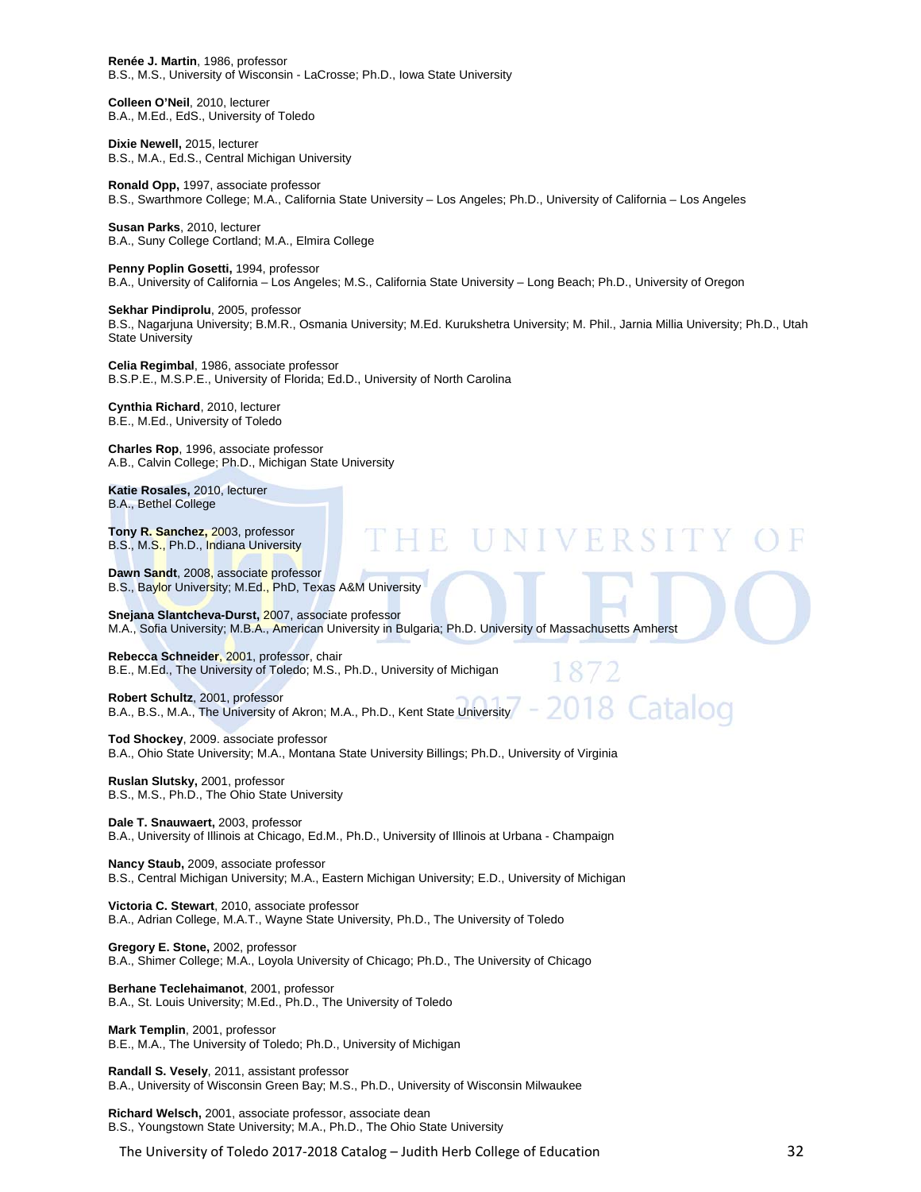**Renée J. Martin**, 1986, professor
B.S., M.S., University of Wisconsin - LaCrosse; Ph.D., Iowa State University

**Colleen O'Neil**, 2010, lecturer
B.A., M.Ed., EdS., University of Toledo

**Dixie Newell,** 2015, lecturer
B.S., M.A., Ed.S., Central Michigan University

**Ronald Opp,** 1997, associate professor
B.S., Swarthmore College; M.A., California State University – Los Angeles; Ph.D., University of California – Los Angeles

**Susan Parks**, 2010, lecturer
B.A., Suny College Cortland; M.A., Elmira College

**Penny Poplin Gosetti,** 1994, professor
B.A., University of California – Los Angeles; M.S., California State University – Long Beach; Ph.D., University of Oregon

**Sekhar Pindiprolu**, 2005, professor
B.S., Nagarjuna University; B.M.R., Osmania University; M.Ed. Kurukshetra University; M. Phil., Jarnia Millia University; Ph.D., Utah State University

**Celia Regimbal**, 1986, associate professor
B.S.P.E., M.S.P.E., University of Florida; Ed.D., University of North Carolina

**Cynthia Richard**, 2010, lecturer
B.E., M.Ed., University of Toledo

**Charles Rop**, 1996, associate professor
A.B., Calvin College; Ph.D., Michigan State University

**Katie Rosales,** 2010, lecturer
B.A., Bethel College

**Tony R. Sanchez,** 2003, professor
B.S., M.S., Ph.D., Indiana University

**Dawn Sandt**, 2008, associate professor
B.S., Baylor University; M.Ed., PhD, Texas A&M University

**Snejana Slantcheva-Durst,** 2007, associate professor
M.A., Sofia University; M.B.A., American University in Bulgaria; Ph.D. University of Massachusetts Amherst

**Rebecca Schneider**, 2001, professor, chair
B.E., M.Ed., The University of Toledo; M.S., Ph.D., University of Michigan

**Robert Schultz**, 2001, professor
B.A., B.S., M.A., The University of Akron; M.A., Ph.D., Kent State University

**Tod Shockey**, 2009. associate professor
B.A., Ohio State University; M.A., Montana State University Billings; Ph.D., University of Virginia

**Ruslan Slutsky,** 2001, professor
B.S., M.S., Ph.D., The Ohio State University

**Dale T. Snauwaert,** 2003, professor
B.A., University of Illinois at Chicago, Ed.M., Ph.D., University of Illinois at Urbana - Champaign

**Nancy Staub,** 2009, associate professor
B.S., Central Michigan University; M.A., Eastern Michigan University; E.D., University of Michigan

**Victoria C. Stewart**, 2010, associate professor
B.A., Adrian College, M.A.T., Wayne State University, Ph.D., The University of Toledo

**Gregory E. Stone,** 2002, professor
B.A., Shimer College; M.A., Loyola University of Chicago; Ph.D., The University of Chicago

**Berhane Teclehaimanot**, 2001, professor
B.A., St. Louis University; M.Ed., Ph.D., The University of Toledo

**Mark Templin**, 2001, professor
B.E., M.A., The University of Toledo; Ph.D., University of Michigan

**Randall S. Vesely**, 2011, assistant professor
B.A., University of Wisconsin Green Bay; M.S., Ph.D., University of Wisconsin Milwaukee

**Richard Welsch,** 2001, associate professor, associate dean
B.S., Youngstown State University; M.A., Ph.D., The Ohio State University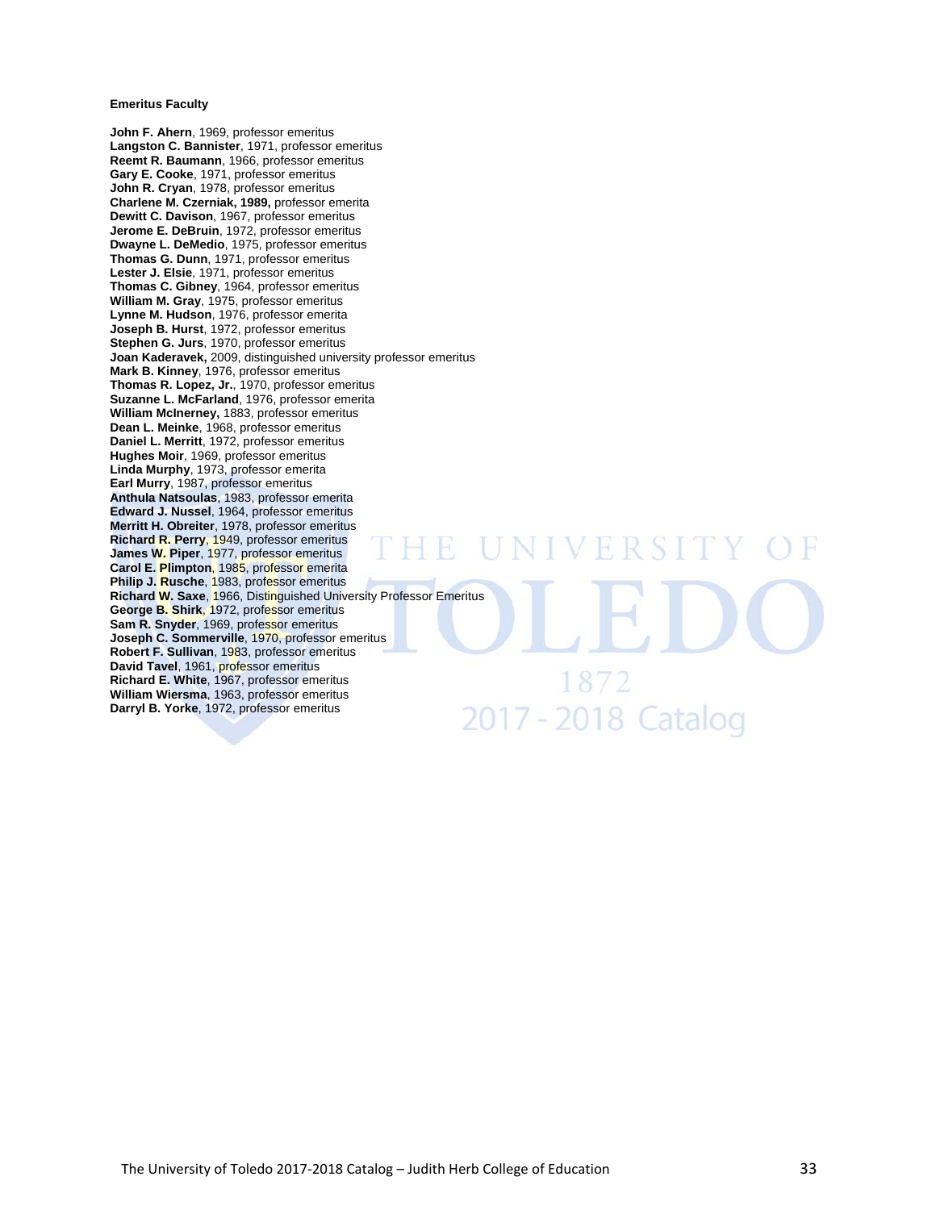**Emeritus Faculty**

**John F. Ahern**, 1969, professor emeritus
**Langston C. Bannister**, 1971, professor emeritus
**Reemt R. Baumann**, 1966, professor emeritus
**Gary E. Cooke**, 1971, professor emeritus
**John R. Cryan**, 1978, professor emeritus
**Charlene M. Czerniak, 1989,** professor emerita
**Dewitt C. Davison**, 1967, professor emeritus
**Jerome E. DeBruin**, 1972, professor emeritus
**Dwayne L. DeMedio**, 1975, professor emeritus
**Thomas G. Dunn**, 1971, professor emeritus
**Lester J. Elsie**, 1971, professor emeritus
**Thomas C. Gibney**, 1964, professor emeritus
**William M. Gray**, 1975, professor emeritus
**Lynne M. Hudson**, 1976, professor emerita
**Joseph B. Hurst**, 1972, professor emeritus
**Stephen G. Jurs**, 1970, professor emeritus
**Joan Kaderavek,** 2009, distinguished university professor emeritus
**Mark B. Kinney**, 1976, professor emeritus
**Thomas R. Lopez, Jr.**, 1970, professor emeritus
**Suzanne L. McFarland**, 1976, professor emerita
**William McInerney,** 1883, professor emeritus
**Dean L. Meinke**, 1968, professor emeritus
**Daniel L. Merritt**, 1972, professor emeritus
**Hughes Moir**, 1969, professor emeritus
**Linda Murphy**, 1973, professor emerita
**Earl Murry**, 1987, professor emeritus
**Anthula Natsoulas**, 1983, professor emerita
**Edward J. Nussel**, 1964, professor emeritus
**Merritt H. Obreiter**, 1978, professor emeritus
**Richard R. Perry**, 1949, professor emeritus
**James W. Piper**, 1977, professor emeritus
**Carol E. Plimpton**, 1985, professor emerita
**Philip J. Rusche**, 1983, professor emeritus
**Richard W. Saxe**, 1966, Distinguished University Professor Emeritus
**George B. Shirk**, 1972, professor emeritus
**Sam R. Snyder**, 1969, professor emeritus
**Joseph C. Sommerville**, 1970, professor emeritus
**Robert F. Sullivan**, 1983, professor emeritus
**David Tavel**, 1961, professor emeritus
**Richard E. White**, 1967, professor emeritus
**William Wiersma**, 1963, professor emeritus
**Darryl B. Yorke**, 1972, professor emeritus